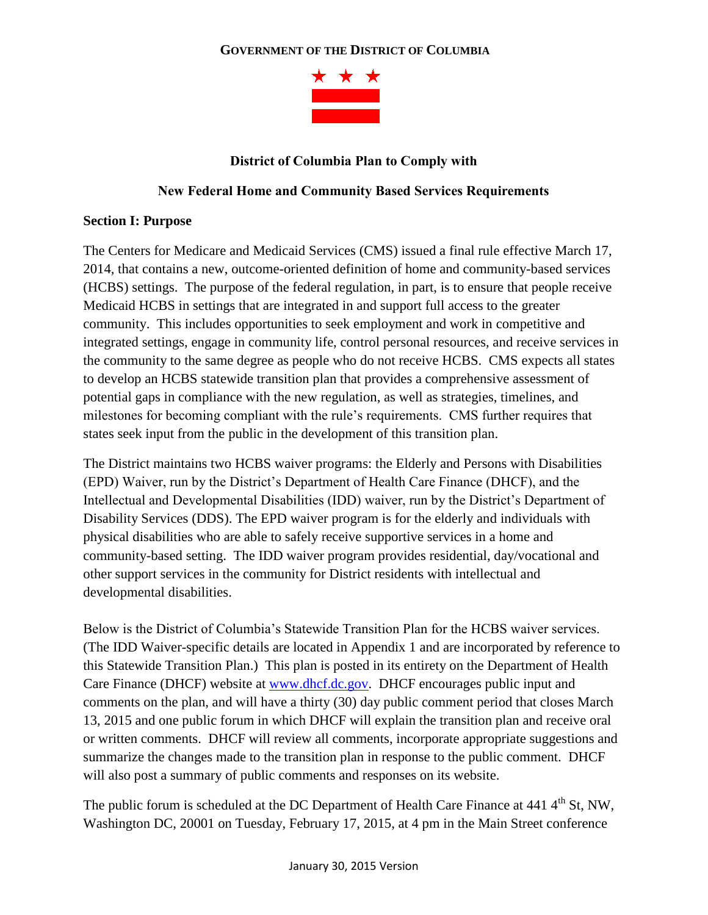**GOVERNMENT OF THE DISTRICT OF COLUMBIA**

# District of Columbia Plan to Comply with

# New Federal Home and Community Based Services Requirements

## Section I: Purpose

The Centers for Medicare and Medicaid Services (CMS) issued a final rule effective March 17, 2014, that contains a new, outcome-oriented definition of home and community-based services (HCBS) settings. The purpose of the federal regulation, in part, is to ensure that people receive Medicaid HCBS in settings that are integrated in and support full access to the greater community. This includes opportunities to seek employment and work in competitive and integrated settings, engage in community life, control personal resources, and receive services in the community to the same degree as people who do not receive HCBS. CMS expects all states to develop an HCBS statewide transition plan that provides a comprehensive assessment of potential gaps in compliance with the new regulation, as well as strategies, timelines, and milestones for becoming compliant with the rule's requirements. CMS further requires that states seek input from the public in the development of this transition plan.

The District maintains two HCBS waiver programs: the Elderly and Persons with Disabilities (EPD) Waiver, run by the District's Department of Health Care Finance (DHCF), and the Intellectual and Developmental Disabilities (IDD) waiver, run by the District's Department of Disability Services (DDS). The EPD waiver program is for the elderly and individuals with physical disabilities who are able to safely receive supportive services in a home and community-based setting. The IDD waiver program provides residential, day/vocational and other support services in the community for District residents with intellectual and developmental disabilities.

Below is the District of Columbia's Statewide Transition Plan for the HCBS waiver services. (The IDD Waiver-specific details are located in Appendix 1 and are incorporated by reference to this Statewide Transition Plan.) This plan is posted in its entirety on the Department of Health Care Finance (DHCF) website at www.dhcf.dc.gov. DHCF encourages public input and comments on the plan, and will have a thirty (30) day public comment period that closes March 13, 2015 and one public forum in which DHCF will explain the transition plan and receive oral or written comments. DHCF will review all comments, incorporate appropriate suggestions and summarize the changes made to the transition plan in response to the public comment. DHCF will also post a summary of public comments and responses on its website.

The public forum is scheduled at the DC Department of Health Care Finance at 441 4th St, NW, Washington DC, 20001 on Tuesday, February 17, 2015, at 4 pm in the Main Street conference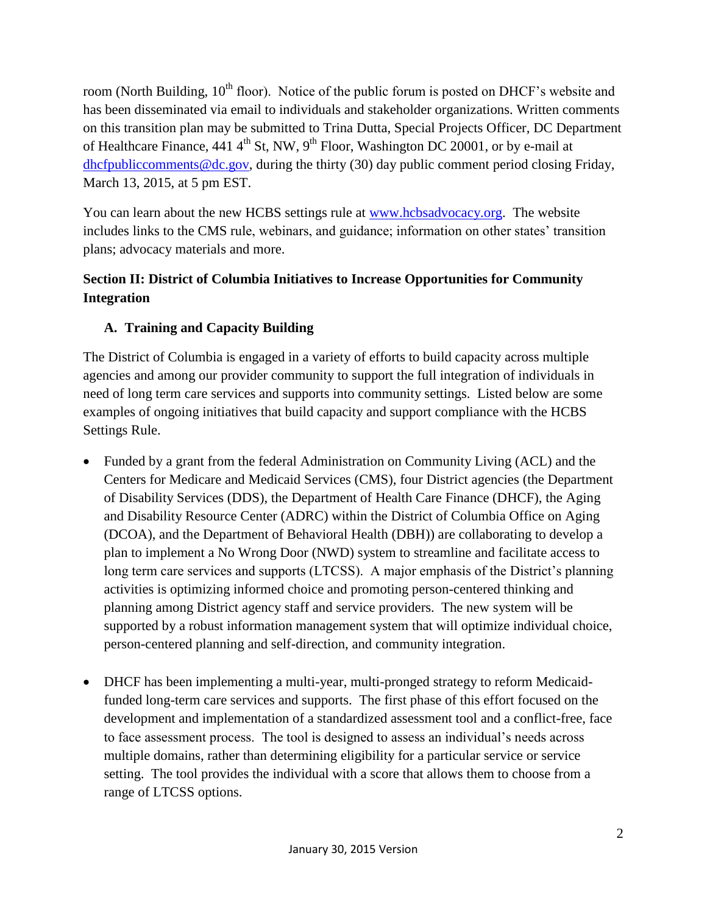room (North Building, 10th floor). Notice of the public forum is posted on DHCF's website and has been disseminated via email to individuals and stakeholder organizations. Written comments on this transition plan may be submitted to Trina Dutta, Special Projects Officer, DC Department of Healthcare Finance, 441 4th St, NW, 9th Floor, Washington DC 20001, or by e-mail at dhcfpubliccomments@dc.gov, during the thirty (30) day public comment period closing Friday, March 13, 2015, at 5 pm EST.

You can learn about the new HCBS settings rule at www.hcbsadvocacy.org. The website includes links to the CMS rule, webinars, and guidance; information on other states' transition plans; advocacy materials and more.

## Section II: District of Columbia Initiatives to Increase Opportunities for Community Integration

### A. Training and Capacity Building

The District of Columbia is engaged in a variety of efforts to build capacity across multiple agencies and among our provider community to support the full integration of individuals in need of long term care services and supports into community settings. Listed below are some examples of ongoing initiatives that build capacity and support compliance with the HCBS Settings Rule.

- Funded by a grant from the federal Administration on Community Living (ACL) and the Centers for Medicare and Medicaid Services (CMS), four District agencies (the Department of Disability Services (DDS), the Department of Health Care Finance (DHCF), the Aging and Disability Resource Center (ADRC) within the District of Columbia Office on Aging (DCOA), and the Department of Behavioral Health (DBH)) are collaborating to develop a plan to implement a No Wrong Door (NWD) system to streamline and facilitate access to long term care services and supports (LTCSS). A major emphasis of the District's planning activities is optimizing informed choice and promoting person-centered thinking and planning among District agency staff and service providers. The new system will be supported by a robust information management system that will optimize individual choice, person-centered planning and self-direction, and community integration.

- DHCF has been implementing a multi-year, multi-pronged strategy to reform Medicaid-funded long-term care services and supports. The first phase of this effort focused on the development and implementation of a standardized assessment tool and a conflict-free, face to face assessment process. The tool is designed to assess an individual's needs across multiple domains, rather than determining eligibility for a particular service or service setting. The tool provides the individual with a score that allows them to choose from a range of LTCSS options.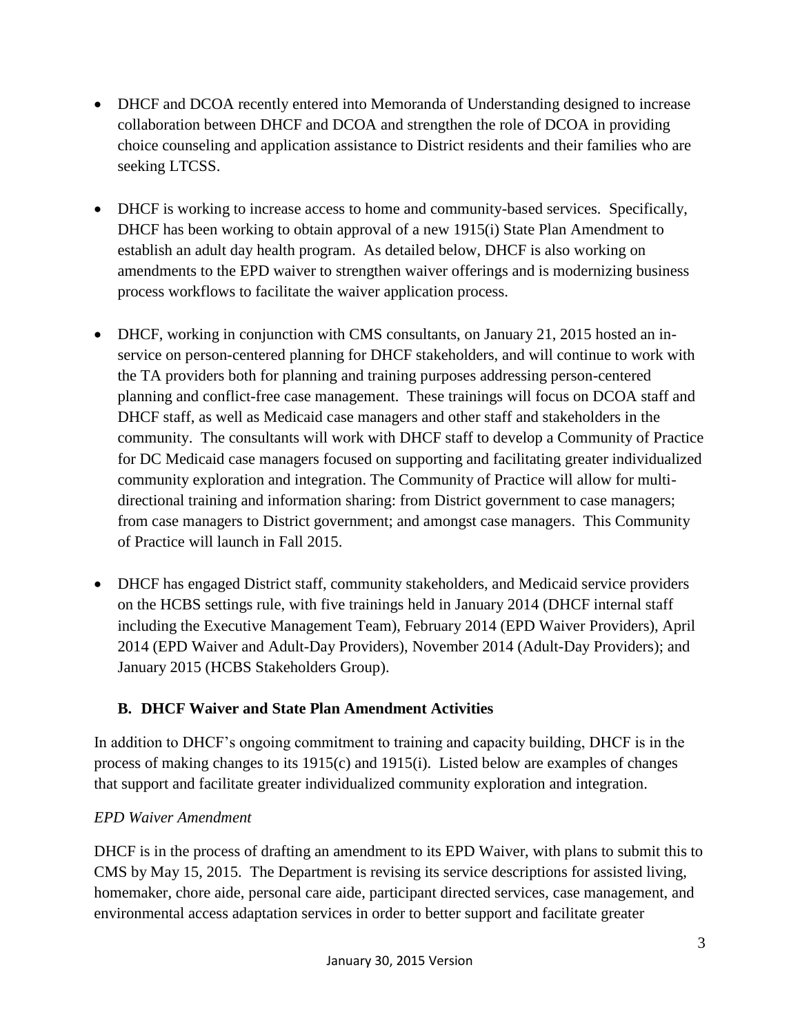- DHCF and DCOA recently entered into Memoranda of Understanding designed to increase collaboration between DHCF and DCOA and strengthen the role of DCOA in providing choice counseling and application assistance to District residents and their families who are seeking LTCSS.

- DHCF is working to increase access to home and community-based services. Specifically, DHCF has been working to obtain approval of a new 1915(i) State Plan Amendment to establish an adult day health program. As detailed below, DHCF is also working on amendments to the EPD waiver to strengthen waiver offerings and is modernizing business process workflows to facilitate the waiver application process.

- DHCF, working in conjunction with CMS consultants, on January 21, 2015 hosted an in-service on person-centered planning for DHCF stakeholders, and will continue to work with the TA providers both for planning and training purposes addressing person-centered planning and conflict-free case management. These trainings will focus on DCOA staff and DHCF staff, as well as Medicaid case managers and other staff and stakeholders in the community. The consultants will work with DHCF staff to develop a Community of Practice for DC Medicaid case managers focused on supporting and facilitating greater individualized community exploration and integration. The Community of Practice will allow for multi-directional training and information sharing: from District government to case managers; from case managers to District government; and amongst case managers. This Community of Practice will launch in Fall 2015.

- DHCF has engaged District staff, community stakeholders, and Medicaid service providers on the HCBS settings rule, with five trainings held in January 2014 (DHCF internal staff including the Executive Management Team), February 2014 (EPD Waiver Providers), April 2014 (EPD Waiver and Adult-Day Providers), November 2014 (Adult-Day Providers); and January 2015 (HCBS Stakeholders Group).

### B. DHCF Waiver and State Plan Amendment Activities

In addition to DHCF's ongoing commitment to training and capacity building, DHCF is in the process of making changes to its 1915(c) and 1915(i). Listed below are examples of changes that support and facilitate greater individualized community exploration and integration.

*EPD Waiver Amendment*

DHCF is in the process of drafting an amendment to its EPD Waiver, with plans to submit this to CMS by May 15, 2015. The Department is revising its service descriptions for assisted living, homemaker, chore aide, personal care aide, participant directed services, case management, and environmental access adaptation services in order to better support and facilitate greater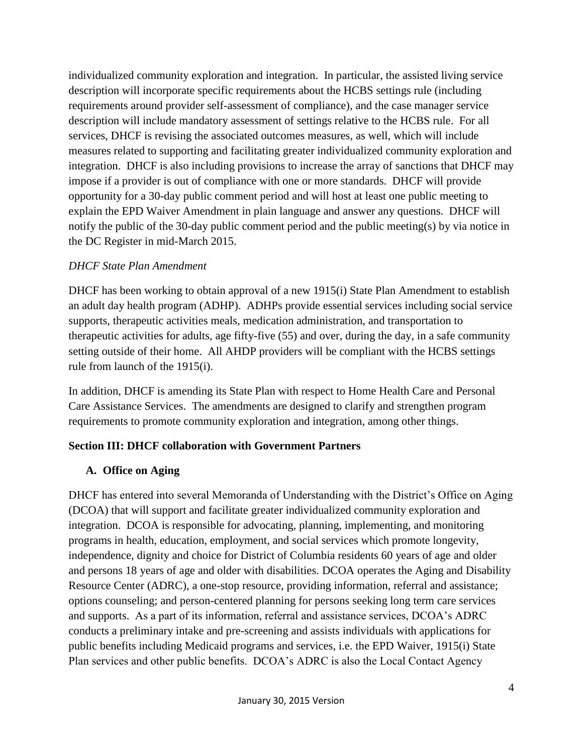individualized community exploration and integration. In particular, the assisted living service description will incorporate specific requirements about the HCBS settings rule (including requirements around provider self-assessment of compliance), and the case manager service description will include mandatory assessment of settings relative to the HCBS rule. For all services, DHCF is revising the associated outcomes measures, as well, which will include measures related to supporting and facilitating greater individualized community exploration and integration. DHCF is also including provisions to increase the array of sanctions that DHCF may impose if a provider is out of compliance with one or more standards. DHCF will provide opportunity for a 30-day public comment period and will host at least one public meeting to explain the EPD Waiver Amendment in plain language and answer any questions. DHCF will notify the public of the 30-day public comment period and the public meeting(s) by via notice in the DC Register in mid-March 2015.

*DHCF State Plan Amendment*

DHCF has been working to obtain approval of a new 1915(i) State Plan Amendment to establish an adult day health program (ADHP). ADHPs provide essential services including social service supports, therapeutic activities meals, medication administration, and transportation to therapeutic activities for adults, age fifty-five (55) and over, during the day, in a safe community setting outside of their home. All AHDP providers will be compliant with the HCBS settings rule from launch of the 1915(i).

In addition, DHCF is amending its State Plan with respect to Home Health Care and Personal Care Assistance Services. The amendments are designed to clarify and strengthen program requirements to promote community exploration and integration, among other things.

## Section III: DHCF collaboration with Government Partners

### A. Office on Aging

DHCF has entered into several Memoranda of Understanding with the District's Office on Aging (DCOA) that will support and facilitate greater individualized community exploration and integration. DCOA is responsible for advocating, planning, implementing, and monitoring programs in health, education, employment, and social services which promote longevity, independence, dignity and choice for District of Columbia residents 60 years of age and older and persons 18 years of age and older with disabilities. DCOA operates the Aging and Disability Resource Center (ADRC), a one-stop resource, providing information, referral and assistance; options counseling; and person-centered planning for persons seeking long term care services and supports. As a part of its information, referral and assistance services, DCOA's ADRC conducts a preliminary intake and pre-screening and assists individuals with applications for public benefits including Medicaid programs and services, i.e. the EPD Waiver, 1915(i) State Plan services and other public benefits. DCOA's ADRC is also the Local Contact Agency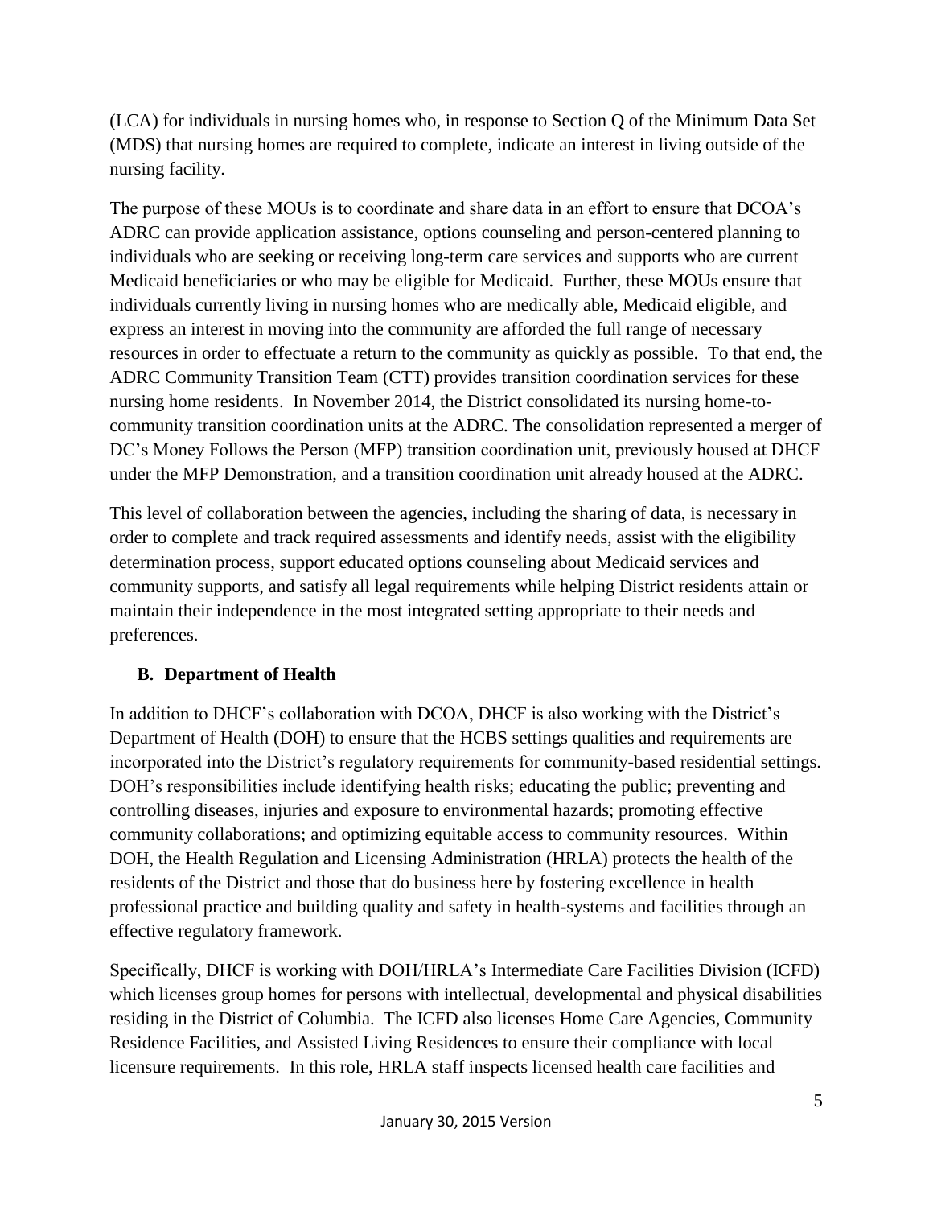(LCA) for individuals in nursing homes who, in response to Section Q of the Minimum Data Set (MDS) that nursing homes are required to complete, indicate an interest in living outside of the nursing facility.

The purpose of these MOUs is to coordinate and share data in an effort to ensure that DCOA's ADRC can provide application assistance, options counseling and person-centered planning to individuals who are seeking or receiving long-term care services and supports who are current Medicaid beneficiaries or who may be eligible for Medicaid. Further, these MOUs ensure that individuals currently living in nursing homes who are medically able, Medicaid eligible, and express an interest in moving into the community are afforded the full range of necessary resources in order to effectuate a return to the community as quickly as possible. To that end, the ADRC Community Transition Team (CTT) provides transition coordination services for these nursing home residents. In November 2014, the District consolidated its nursing home-to-community transition coordination units at the ADRC. The consolidation represented a merger of DC's Money Follows the Person (MFP) transition coordination unit, previously housed at DHCF under the MFP Demonstration, and a transition coordination unit already housed at the ADRC.

This level of collaboration between the agencies, including the sharing of data, is necessary in order to complete and track required assessments and identify needs, assist with the eligibility determination process, support educated options counseling about Medicaid services and community supports, and satisfy all legal requirements while helping District residents attain or maintain their independence in the most integrated setting appropriate to their needs and preferences.

### B. Department of Health

In addition to DHCF's collaboration with DCOA, DHCF is also working with the District's Department of Health (DOH) to ensure that the HCBS settings qualities and requirements are incorporated into the District's regulatory requirements for community-based residential settings. DOH's responsibilities include identifying health risks; educating the public; preventing and controlling diseases, injuries and exposure to environmental hazards; promoting effective community collaborations; and optimizing equitable access to community resources. Within DOH, the Health Regulation and Licensing Administration (HRLA) protects the health of the residents of the District and those that do business here by fostering excellence in health professional practice and building quality and safety in health-systems and facilities through an effective regulatory framework.

Specifically, DHCF is working with DOH/HRLA's Intermediate Care Facilities Division (ICFD) which licenses group homes for persons with intellectual, developmental and physical disabilities residing in the District of Columbia. The ICFD also licenses Home Care Agencies, Community Residence Facilities, and Assisted Living Residences to ensure their compliance with local licensure requirements. In this role, HRLA staff inspects licensed health care facilities and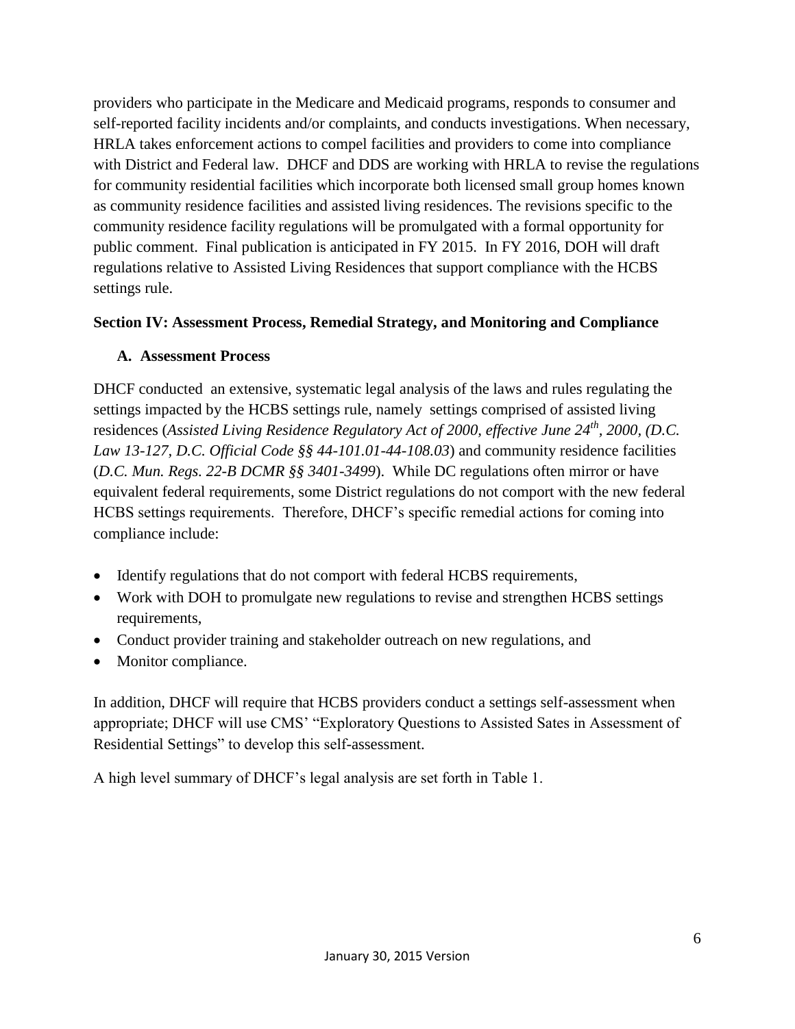providers who participate in the Medicare and Medicaid programs, responds to consumer and self-reported facility incidents and/or complaints, and conducts investigations. When necessary, HRLA takes enforcement actions to compel facilities and providers to come into compliance with District and Federal law. DHCF and DDS are working with HRLA to revise the regulations for community residential facilities which incorporate both licensed small group homes known as community residence facilities and assisted living residences. The revisions specific to the community residence facility regulations will be promulgated with a formal opportunity for public comment. Final publication is anticipated in FY 2015. In FY 2016, DOH will draft regulations relative to Assisted Living Residences that support compliance with the HCBS settings rule.

**Section IV: Assessment Process, Remedial Strategy, and Monitoring and Compliance**

**A. Assessment Process**

DHCF conducted an extensive, systematic legal analysis of the laws and rules regulating the settings impacted by the HCBS settings rule, namely settings comprised of assisted living residences (*Assisted Living Residence Regulatory Act of 2000, effective June 24th, 2000, (D.C. Law 13-127, D.C. Official Code §§ 44-101.01-44-108.03*) and community residence facilities (*D.C. Mun. Regs. 22-B DCMR §§ 3401-3499*). While DC regulations often mirror or have equivalent federal requirements, some District regulations do not comport with the new federal HCBS settings requirements. Therefore, DHCF's specific remedial actions for coming into compliance include:

- Identify regulations that do not comport with federal HCBS requirements,
- Work with DOH to promulgate new regulations to revise and strengthen HCBS settings requirements,
- Conduct provider training and stakeholder outreach on new regulations, and
- Monitor compliance.

In addition, DHCF will require that HCBS providers conduct a settings self-assessment when appropriate; DHCF will use CMS' "Exploratory Questions to Assisted Sates in Assessment of Residential Settings" to develop this self-assessment.

A high level summary of DHCF's legal analysis are set forth in Table 1.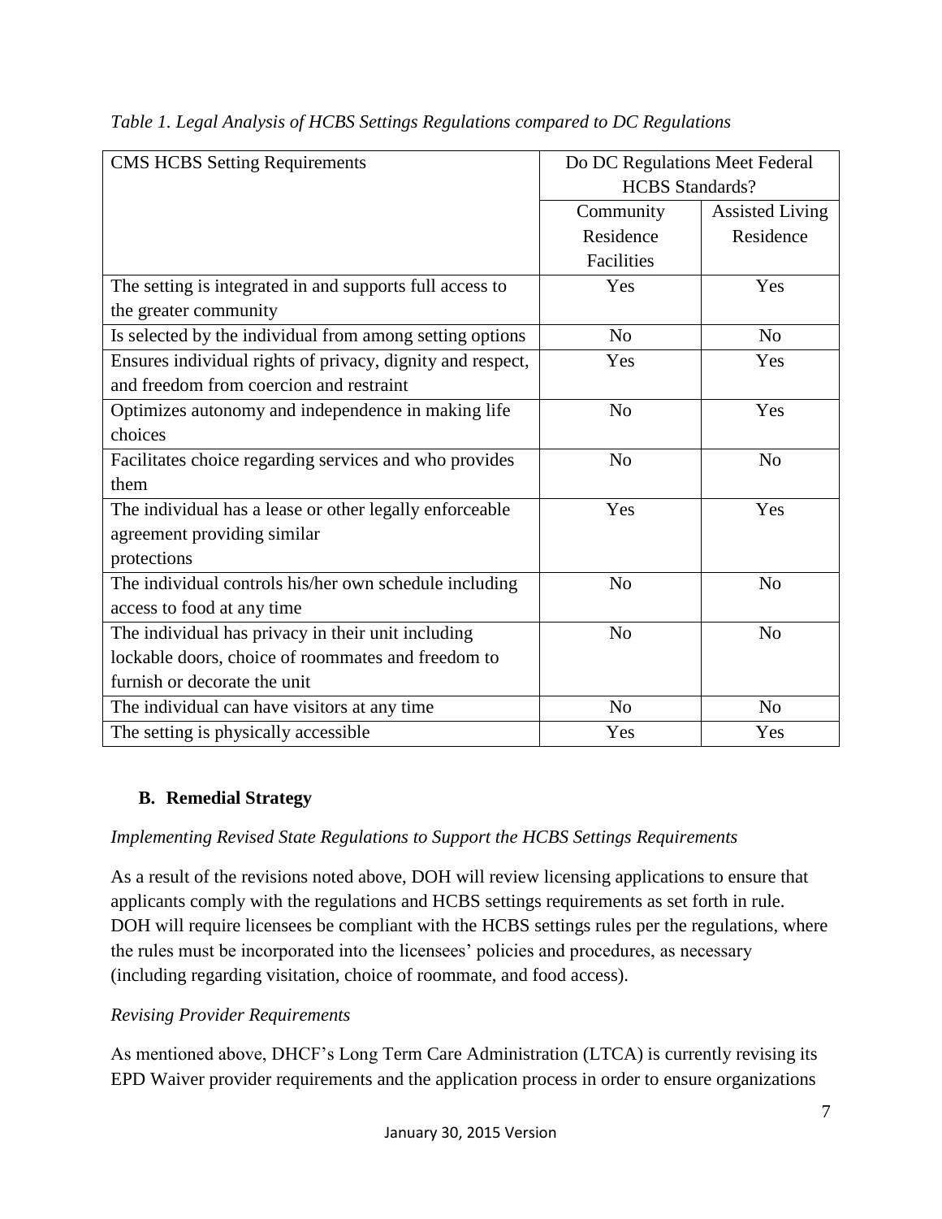*Table 1. Legal Analysis of HCBS Settings Regulations compared to DC Regulations*

| CMS HCBS Setting Requirements | Do DC Regulations Meet Federal HCBS Standards? | |
|---|---|---|
| | Community Residence Facilities | Assisted Living Residence |
| The setting is integrated in and supports full access to the greater community | Yes | Yes |
| Is selected by the individual from among setting options | No | No |
| Ensures individual rights of privacy, dignity and respect, and freedom from coercion and restraint | Yes | Yes |
| Optimizes autonomy and independence in making life choices | No | Yes |
| Facilitates choice regarding services and who provides them | No | No |
| The individual has a lease or other legally enforceable agreement providing similar protections | Yes | Yes |
| The individual controls his/her own schedule including access to food at any time | No | No |
| The individual has privacy in their unit including lockable doors, choice of roommates and freedom to furnish or decorate the unit | No | No |
| The individual can have visitors at any time | No | No |
| The setting is physically accessible | Yes | Yes |

### B. Remedial Strategy

*Implementing Revised State Regulations to Support the HCBS Settings Requirements*

As a result of the revisions noted above, DOH will review licensing applications to ensure that applicants comply with the regulations and HCBS settings requirements as set forth in rule. DOH will require licensees be compliant with the HCBS settings rules per the regulations, where the rules must be incorporated into the licensees' policies and procedures, as necessary (including regarding visitation, choice of roommate, and food access).

*Revising Provider Requirements*

As mentioned above, DHCF's Long Term Care Administration (LTCA) is currently revising its EPD Waiver provider requirements and the application process in order to ensure organizations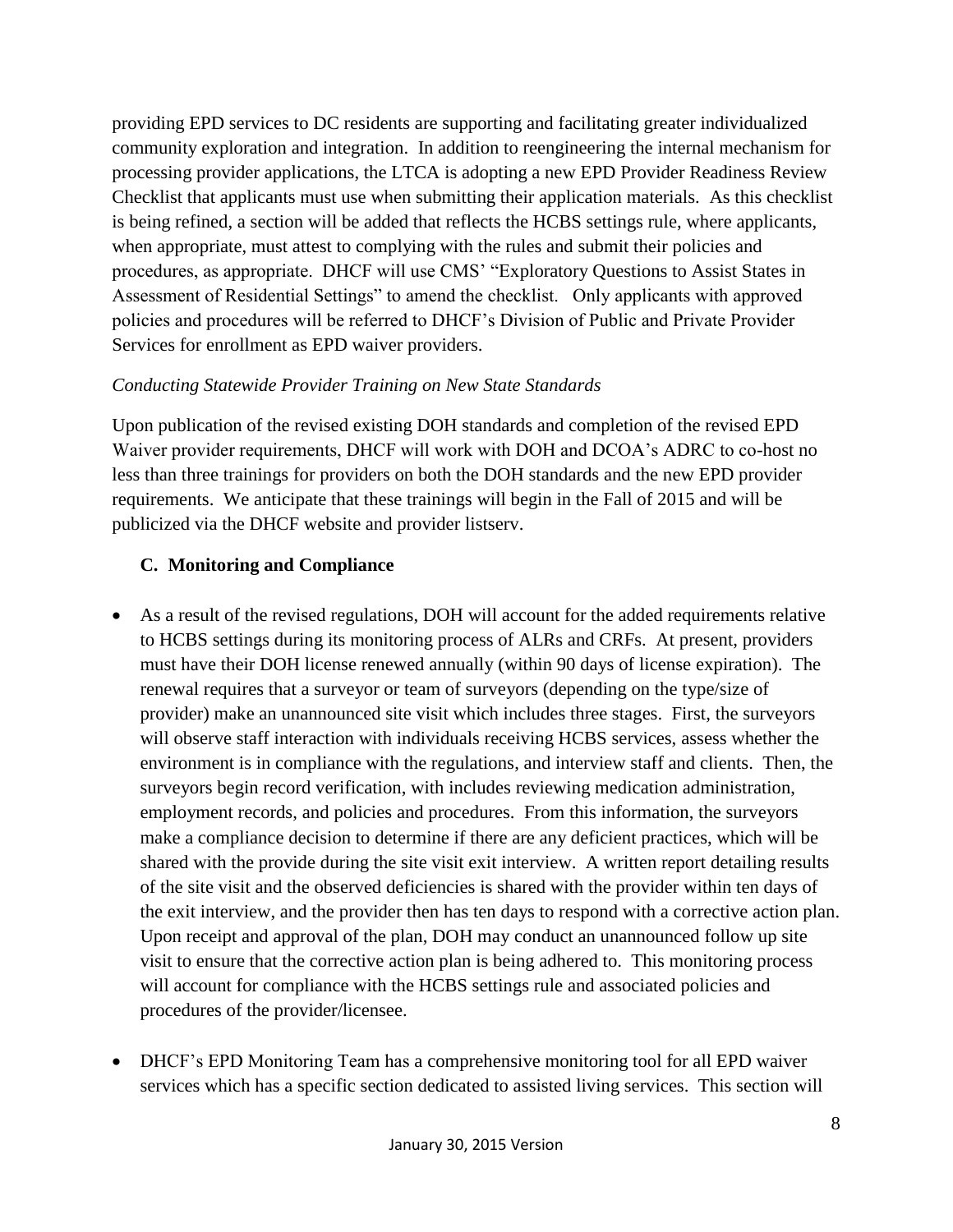providing EPD services to DC residents are supporting and facilitating greater individualized community exploration and integration. In addition to reengineering the internal mechanism for processing provider applications, the LTCA is adopting a new EPD Provider Readiness Review Checklist that applicants must use when submitting their application materials. As this checklist is being refined, a section will be added that reflects the HCBS settings rule, where applicants, when appropriate, must attest to complying with the rules and submit their policies and procedures, as appropriate. DHCF will use CMS' "Exploratory Questions to Assist States in Assessment of Residential Settings" to amend the checklist. Only applicants with approved policies and procedures will be referred to DHCF's Division of Public and Private Provider Services for enrollment as EPD waiver providers.

*Conducting Statewide Provider Training on New State Standards*

Upon publication of the revised existing DOH standards and completion of the revised EPD Waiver provider requirements, DHCF will work with DOH and DCOA's ADRC to co-host no less than three trainings for providers on both the DOH standards and the new EPD provider requirements. We anticipate that these trainings will begin in the Fall of 2015 and will be publicized via the DHCF website and provider listserv.

### C. Monitoring and Compliance

- As a result of the revised regulations, DOH will account for the added requirements relative to HCBS settings during its monitoring process of ALRs and CRFs. At present, providers must have their DOH license renewed annually (within 90 days of license expiration). The renewal requires that a surveyor or team of surveyors (depending on the type/size of provider) make an unannounced site visit which includes three stages. First, the surveyors will observe staff interaction with individuals receiving HCBS services, assess whether the environment is in compliance with the regulations, and interview staff and clients. Then, the surveyors begin record verification, with includes reviewing medication administration, employment records, and policies and procedures. From this information, the surveyors make a compliance decision to determine if there are any deficient practices, which will be shared with the provide during the site visit exit interview. A written report detailing results of the site visit and the observed deficiencies is shared with the provider within ten days of the exit interview, and the provider then has ten days to respond with a corrective action plan. Upon receipt and approval of the plan, DOH may conduct an unannounced follow up site visit to ensure that the corrective action plan is being adhered to. This monitoring process will account for compliance with the HCBS settings rule and associated policies and procedures of the provider/licensee.

- DHCF's EPD Monitoring Team has a comprehensive monitoring tool for all EPD waiver services which has a specific section dedicated to assisted living services. This section will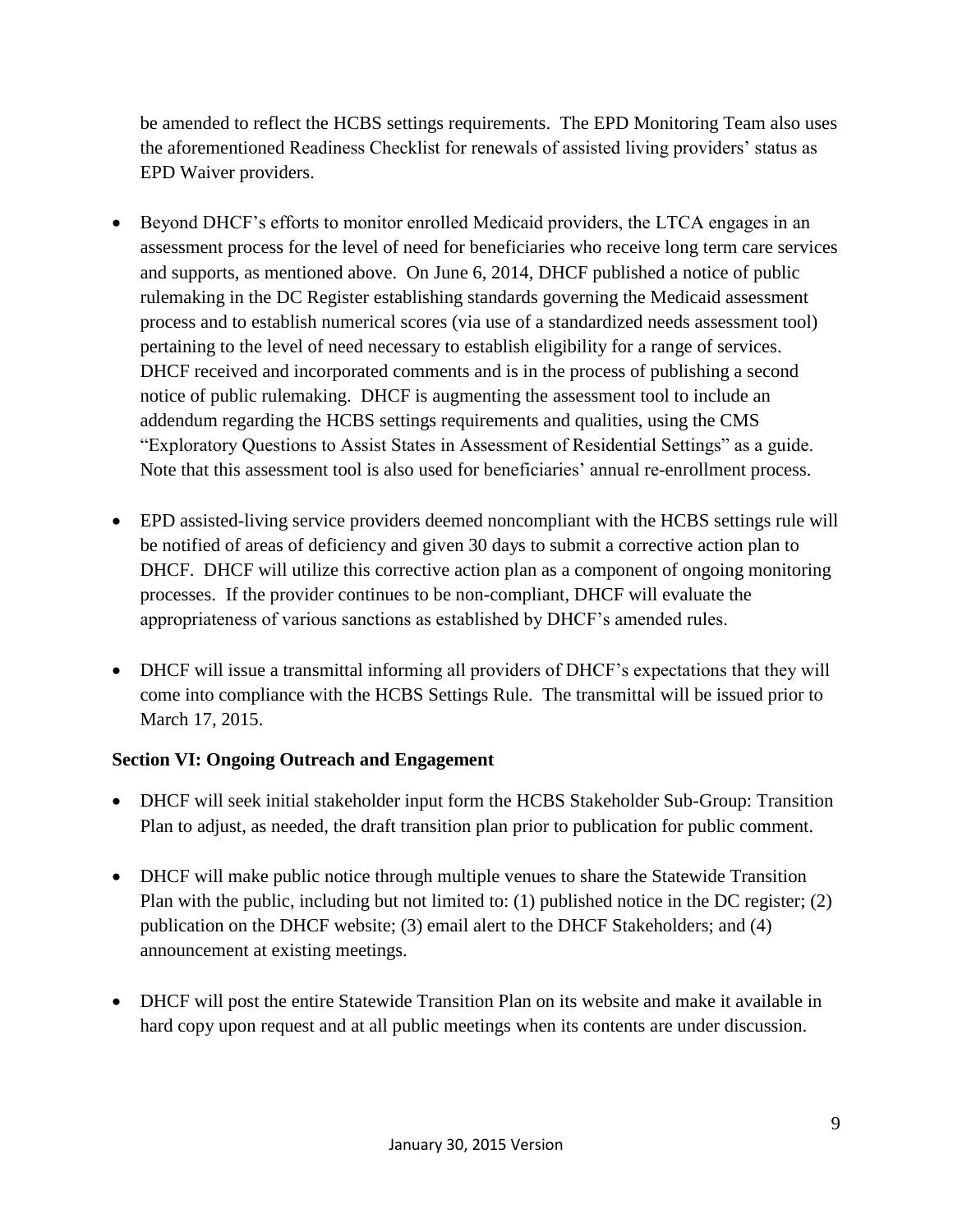be amended to reflect the HCBS settings requirements. The EPD Monitoring Team also uses the aforementioned Readiness Checklist for renewals of assisted living providers' status as EPD Waiver providers.

- Beyond DHCF's efforts to monitor enrolled Medicaid providers, the LTCA engages in an assessment process for the level of need for beneficiaries who receive long term care services and supports, as mentioned above. On June 6, 2014, DHCF published a notice of public rulemaking in the DC Register establishing standards governing the Medicaid assessment process and to establish numerical scores (via use of a standardized needs assessment tool) pertaining to the level of need necessary to establish eligibility for a range of services. DHCF received and incorporated comments and is in the process of publishing a second notice of public rulemaking. DHCF is augmenting the assessment tool to include an addendum regarding the HCBS settings requirements and qualities, using the CMS "Exploratory Questions to Assist States in Assessment of Residential Settings" as a guide. Note that this assessment tool is also used for beneficiaries' annual re-enrollment process.

- EPD assisted-living service providers deemed noncompliant with the HCBS settings rule will be notified of areas of deficiency and given 30 days to submit a corrective action plan to DHCF. DHCF will utilize this corrective action plan as a component of ongoing monitoring processes. If the provider continues to be non-compliant, DHCF will evaluate the appropriateness of various sanctions as established by DHCF's amended rules.

- DHCF will issue a transmittal informing all providers of DHCF's expectations that they will come into compliance with the HCBS Settings Rule. The transmittal will be issued prior to March 17, 2015.

**Section VI: Ongoing Outreach and Engagement**

- DHCF will seek initial stakeholder input form the HCBS Stakeholder Sub-Group: Transition Plan to adjust, as needed, the draft transition plan prior to publication for public comment.

- DHCF will make public notice through multiple venues to share the Statewide Transition Plan with the public, including but not limited to: (1) published notice in the DC register; (2) publication on the DHCF website; (3) email alert to the DHCF Stakeholders; and (4) announcement at existing meetings.

- DHCF will post the entire Statewide Transition Plan on its website and make it available in hard copy upon request and at all public meetings when its contents are under discussion.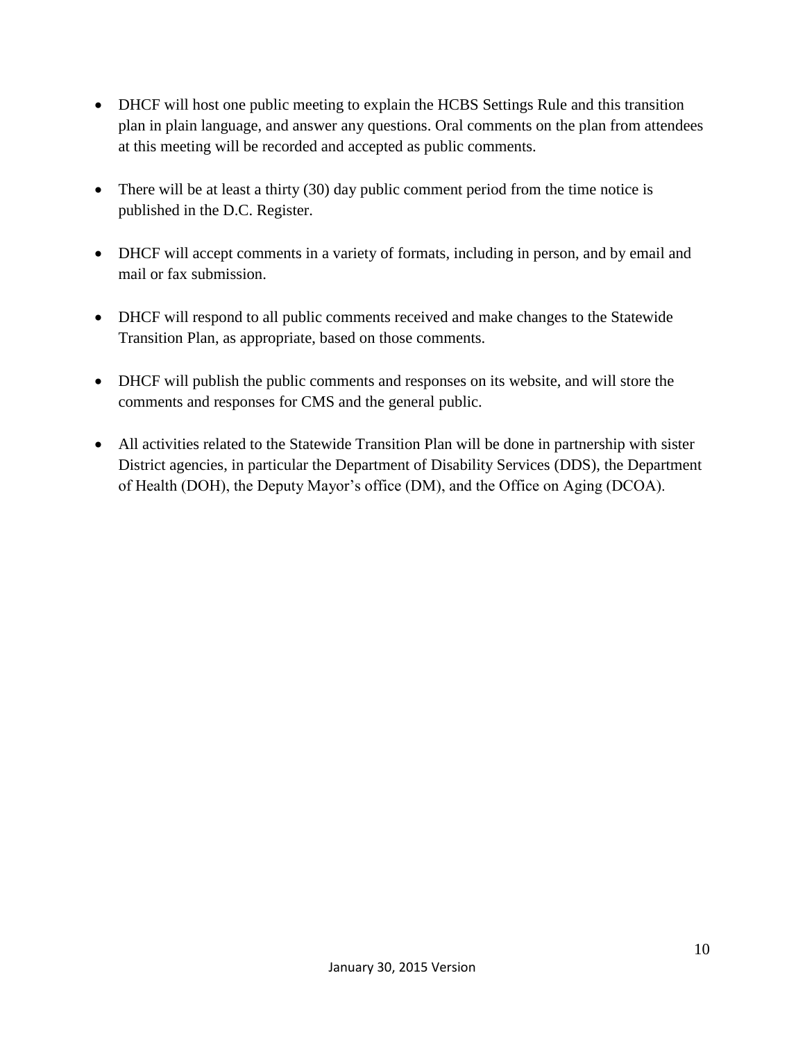- DHCF will host one public meeting to explain the HCBS Settings Rule and this transition plan in plain language, and answer any questions. Oral comments on the plan from attendees at this meeting will be recorded and accepted as public comments.

- There will be at least a thirty (30) day public comment period from the time notice is published in the D.C. Register.

- DHCF will accept comments in a variety of formats, including in person, and by email and mail or fax submission.

- DHCF will respond to all public comments received and make changes to the Statewide Transition Plan, as appropriate, based on those comments.

- DHCF will publish the public comments and responses on its website, and will store the comments and responses for CMS and the general public.

- All activities related to the Statewide Transition Plan will be done in partnership with sister District agencies, in particular the Department of Disability Services (DDS), the Department of Health (DOH), the Deputy Mayor's office (DM), and the Office on Aging (DCOA).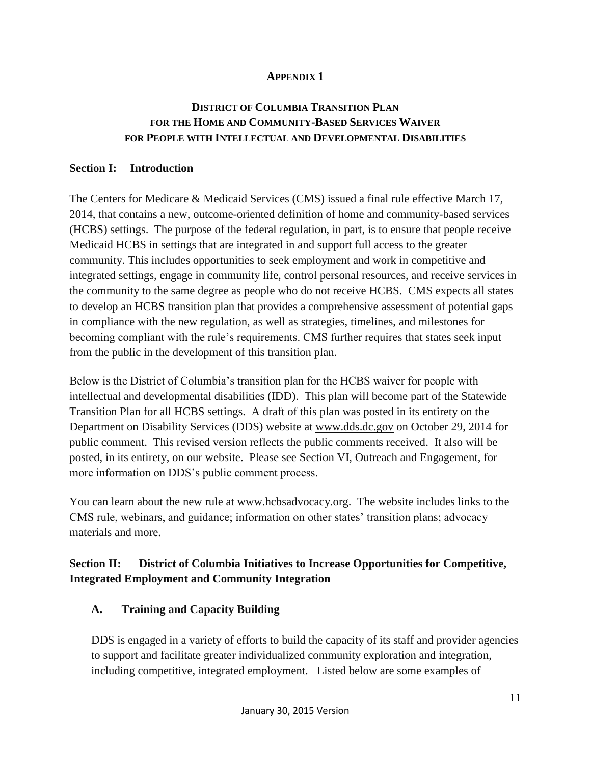**APPENDIX 1**

**DISTRICT OF COLUMBIA TRANSITION PLAN FOR THE HOME AND COMMUNITY-BASED SERVICES WAIVER FOR PEOPLE WITH INTELLECTUAL AND DEVELOPMENTAL DISABILITIES**

## Section I: Introduction

The Centers for Medicare & Medicaid Services (CMS) issued a final rule effective March 17, 2014, that contains a new, outcome-oriented definition of home and community-based services (HCBS) settings. The purpose of the federal regulation, in part, is to ensure that people receive Medicaid HCBS in settings that are integrated in and support full access to the greater community. This includes opportunities to seek employment and work in competitive and integrated settings, engage in community life, control personal resources, and receive services in the community to the same degree as people who do not receive HCBS. CMS expects all states to develop an HCBS transition plan that provides a comprehensive assessment of potential gaps in compliance with the new regulation, as well as strategies, timelines, and milestones for becoming compliant with the rule's requirements. CMS further requires that states seek input from the public in the development of this transition plan.

Below is the District of Columbia's transition plan for the HCBS waiver for people with intellectual and developmental disabilities (IDD). This plan will become part of the Statewide Transition Plan for all HCBS settings. A draft of this plan was posted in its entirety on the Department on Disability Services (DDS) website at www.dds.dc.gov on October 29, 2014 for public comment. This revised version reflects the public comments received. It also will be posted, in its entirety, on our website. Please see Section VI, Outreach and Engagement, for more information on DDS's public comment process.

You can learn about the new rule at www.hcbsadvocacy.org. The website includes links to the CMS rule, webinars, and guidance; information on other states' transition plans; advocacy materials and more.

## Section II: District of Columbia Initiatives to Increase Opportunities for Competitive, Integrated Employment and Community Integration

### A. Training and Capacity Building

DDS is engaged in a variety of efforts to build the capacity of its staff and provider agencies to support and facilitate greater individualized community exploration and integration, including competitive, integrated employment. Listed below are some examples of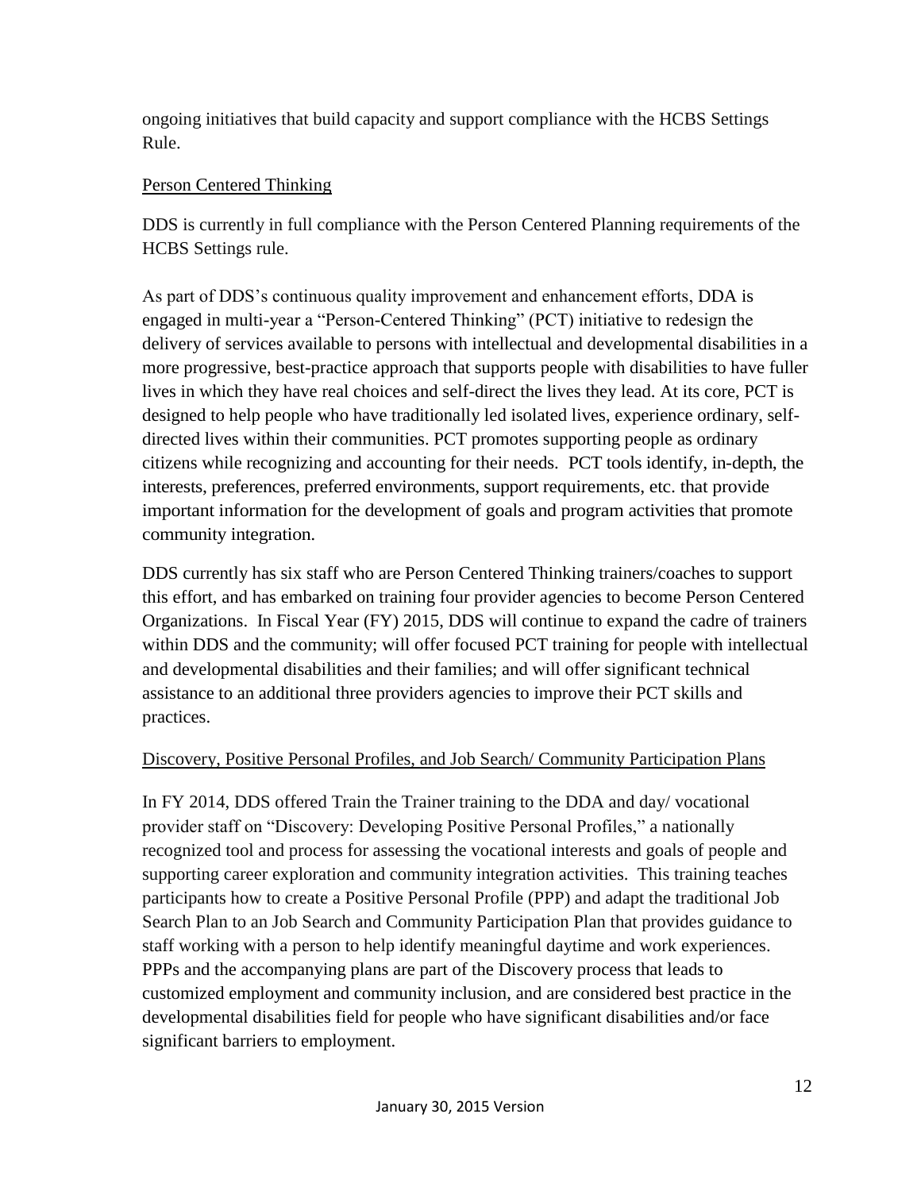ongoing initiatives that build capacity and support compliance with the HCBS Settings Rule.

Person Centered Thinking

DDS is currently in full compliance with the Person Centered Planning requirements of the HCBS Settings rule.

As part of DDS's continuous quality improvement and enhancement efforts, DDA is engaged in multi-year a "Person-Centered Thinking" (PCT) initiative to redesign the delivery of services available to persons with intellectual and developmental disabilities in a more progressive, best-practice approach that supports people with disabilities to have fuller lives in which they have real choices and self-direct the lives they lead. At its core, PCT is designed to help people who have traditionally led isolated lives, experience ordinary, self-directed lives within their communities. PCT promotes supporting people as ordinary citizens while recognizing and accounting for their needs. PCT tools identify, in-depth, the interests, preferences, preferred environments, support requirements, etc. that provide important information for the development of goals and program activities that promote community integration.

DDS currently has six staff who are Person Centered Thinking trainers/coaches to support this effort, and has embarked on training four provider agencies to become Person Centered Organizations. In Fiscal Year (FY) 2015, DDS will continue to expand the cadre of trainers within DDS and the community; will offer focused PCT training for people with intellectual and developmental disabilities and their families; and will offer significant technical assistance to an additional three providers agencies to improve their PCT skills and practices.

Discovery, Positive Personal Profiles, and Job Search/ Community Participation Plans

In FY 2014, DDS offered Train the Trainer training to the DDA and day/ vocational provider staff on "Discovery: Developing Positive Personal Profiles," a nationally recognized tool and process for assessing the vocational interests and goals of people and supporting career exploration and community integration activities. This training teaches participants how to create a Positive Personal Profile (PPP) and adapt the traditional Job Search Plan to an Job Search and Community Participation Plan that provides guidance to staff working with a person to help identify meaningful daytime and work experiences. PPPs and the accompanying plans are part of the Discovery process that leads to customized employment and community inclusion, and are considered best practice in the developmental disabilities field for people who have significant disabilities and/or face significant barriers to employment.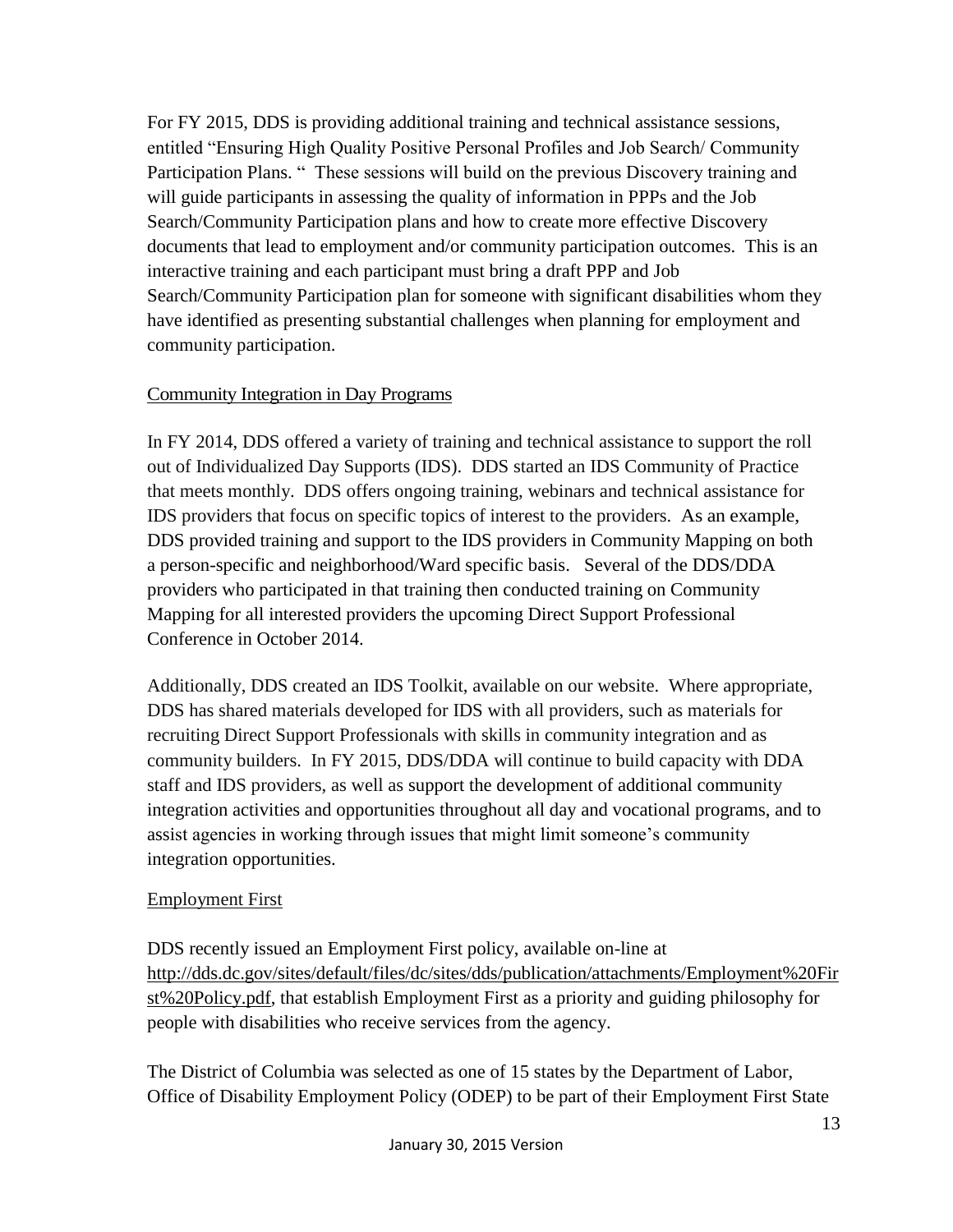For FY 2015, DDS is providing additional training and technical assistance sessions, entitled "Ensuring High Quality Positive Personal Profiles and Job Search/ Community Participation Plans. " These sessions will build on the previous Discovery training and will guide participants in assessing the quality of information in PPPs and the Job Search/Community Participation plans and how to create more effective Discovery documents that lead to employment and/or community participation outcomes. This is an interactive training and each participant must bring a draft PPP and Job Search/Community Participation plan for someone with significant disabilities whom they have identified as presenting substantial challenges when planning for employment and community participation.

<u>Community Integration in Day Programs</u>

In FY 2014, DDS offered a variety of training and technical assistance to support the roll out of Individualized Day Supports (IDS). DDS started an IDS Community of Practice that meets monthly. DDS offers ongoing training, webinars and technical assistance for IDS providers that focus on specific topics of interest to the providers. As an example, DDS provided training and support to the IDS providers in Community Mapping on both a person-specific and neighborhood/Ward specific basis. Several of the DDS/DDA providers who participated in that training then conducted training on Community Mapping for all interested providers the upcoming Direct Support Professional Conference in October 2014.

Additionally, DDS created an IDS Toolkit, available on our website. Where appropriate, DDS has shared materials developed for IDS with all providers, such as materials for recruiting Direct Support Professionals with skills in community integration and as community builders. In FY 2015, DDS/DDA will continue to build capacity with DDA staff and IDS providers, as well as support the development of additional community integration activities and opportunities throughout all day and vocational programs, and to assist agencies in working through issues that might limit someone's community integration opportunities.

<u>Employment First</u>

DDS recently issued an Employment First policy, available on-line at http://dds.dc.gov/sites/default/files/dc/sites/dds/publication/attachments/Employment%20First%20Policy.pdf, that establish Employment First as a priority and guiding philosophy for people with disabilities who receive services from the agency.

The District of Columbia was selected as one of 15 states by the Department of Labor, Office of Disability Employment Policy (ODEP) to be part of their Employment First State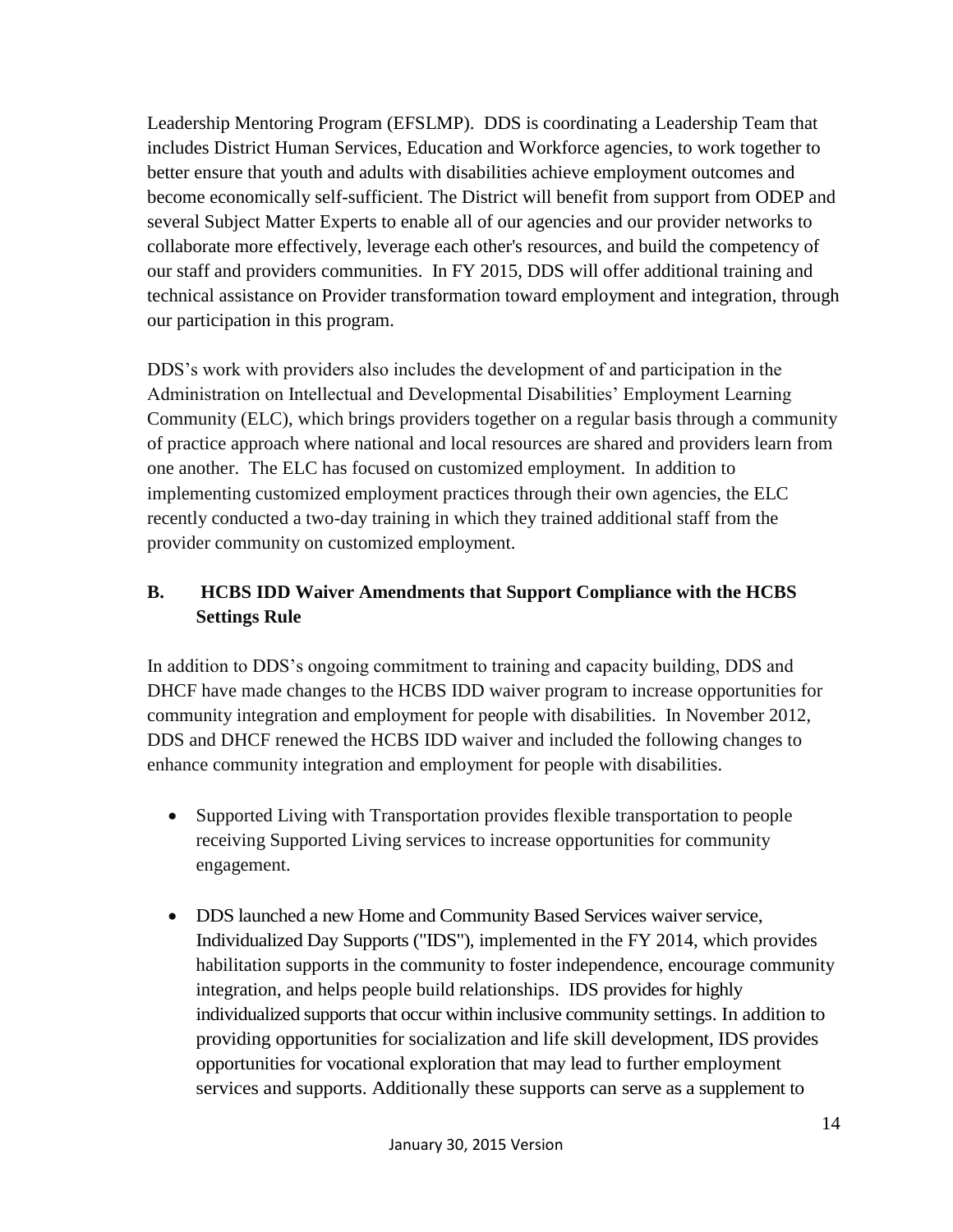Leadership Mentoring Program (EFSLMP). DDS is coordinating a Leadership Team that includes District Human Services, Education and Workforce agencies, to work together to better ensure that youth and adults with disabilities achieve employment outcomes and become economically self-sufficient. The District will benefit from support from ODEP and several Subject Matter Experts to enable all of our agencies and our provider networks to collaborate more effectively, leverage each other's resources, and build the competency of our staff and providers communities. In FY 2015, DDS will offer additional training and technical assistance on Provider transformation toward employment and integration, through our participation in this program.

DDS's work with providers also includes the development of and participation in the Administration on Intellectual and Developmental Disabilities' Employment Learning Community (ELC), which brings providers together on a regular basis through a community of practice approach where national and local resources are shared and providers learn from one another. The ELC has focused on customized employment. In addition to implementing customized employment practices through their own agencies, the ELC recently conducted a two-day training in which they trained additional staff from the provider community on customized employment.

## B. HCBS IDD Waiver Amendments that Support Compliance with the HCBS Settings Rule

In addition to DDS's ongoing commitment to training and capacity building, DDS and DHCF have made changes to the HCBS IDD waiver program to increase opportunities for community integration and employment for people with disabilities. In November 2012, DDS and DHCF renewed the HCBS IDD waiver and included the following changes to enhance community integration and employment for people with disabilities.

- Supported Living with Transportation provides flexible transportation to people receiving Supported Living services to increase opportunities for community engagement.

- DDS launched a new Home and Community Based Services waiver service, Individualized Day Supports ("IDS"), implemented in the FY 2014, which provides habilitation supports in the community to foster independence, encourage community integration, and helps people build relationships. IDS provides for highly individualized supports that occur within inclusive community settings. In addition to providing opportunities for socialization and life skill development, IDS provides opportunities for vocational exploration that may lead to further employment services and supports. Additionally these supports can serve as a supplement to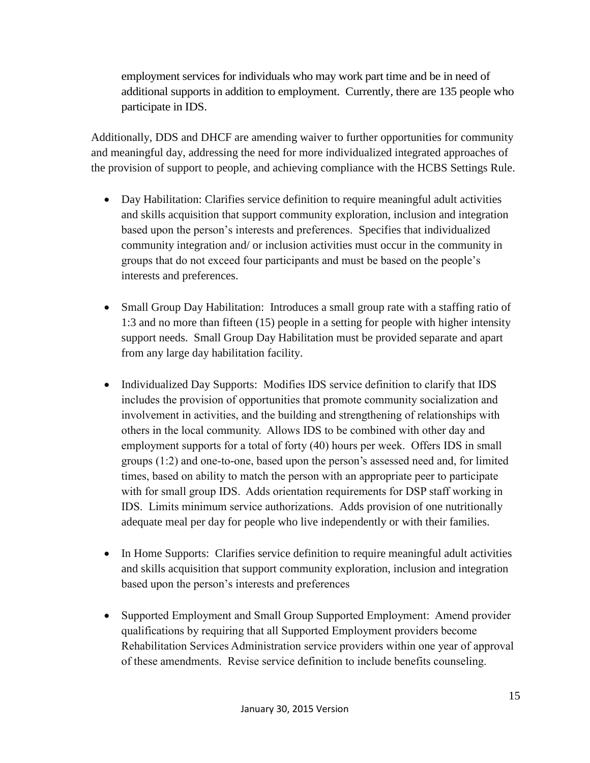employment services for individuals who may work part time and be in need of additional supports in addition to employment. Currently, there are 135 people who participate in IDS.

Additionally, DDS and DHCF are amending waiver to further opportunities for community and meaningful day, addressing the need for more individualized integrated approaches of the provision of support to people, and achieving compliance with the HCBS Settings Rule.

- Day Habilitation: Clarifies service definition to require meaningful adult activities and skills acquisition that support community exploration, inclusion and integration based upon the person's interests and preferences. Specifies that individualized community integration and/ or inclusion activities must occur in the community in groups that do not exceed four participants and must be based on the people's interests and preferences.

- Small Group Day Habilitation: Introduces a small group rate with a staffing ratio of 1:3 and no more than fifteen (15) people in a setting for people with higher intensity support needs. Small Group Day Habilitation must be provided separate and apart from any large day habilitation facility.

- Individualized Day Supports: Modifies IDS service definition to clarify that IDS includes the provision of opportunities that promote community socialization and involvement in activities, and the building and strengthening of relationships with others in the local community. Allows IDS to be combined with other day and employment supports for a total of forty (40) hours per week. Offers IDS in small groups (1:2) and one-to-one, based upon the person's assessed need and, for limited times, based on ability to match the person with an appropriate peer to participate with for small group IDS. Adds orientation requirements for DSP staff working in IDS. Limits minimum service authorizations. Adds provision of one nutritionally adequate meal per day for people who live independently or with their families.

- In Home Supports: Clarifies service definition to require meaningful adult activities and skills acquisition that support community exploration, inclusion and integration based upon the person's interests and preferences

- Supported Employment and Small Group Supported Employment: Amend provider qualifications by requiring that all Supported Employment providers become Rehabilitation Services Administration service providers within one year of approval of these amendments. Revise service definition to include benefits counseling.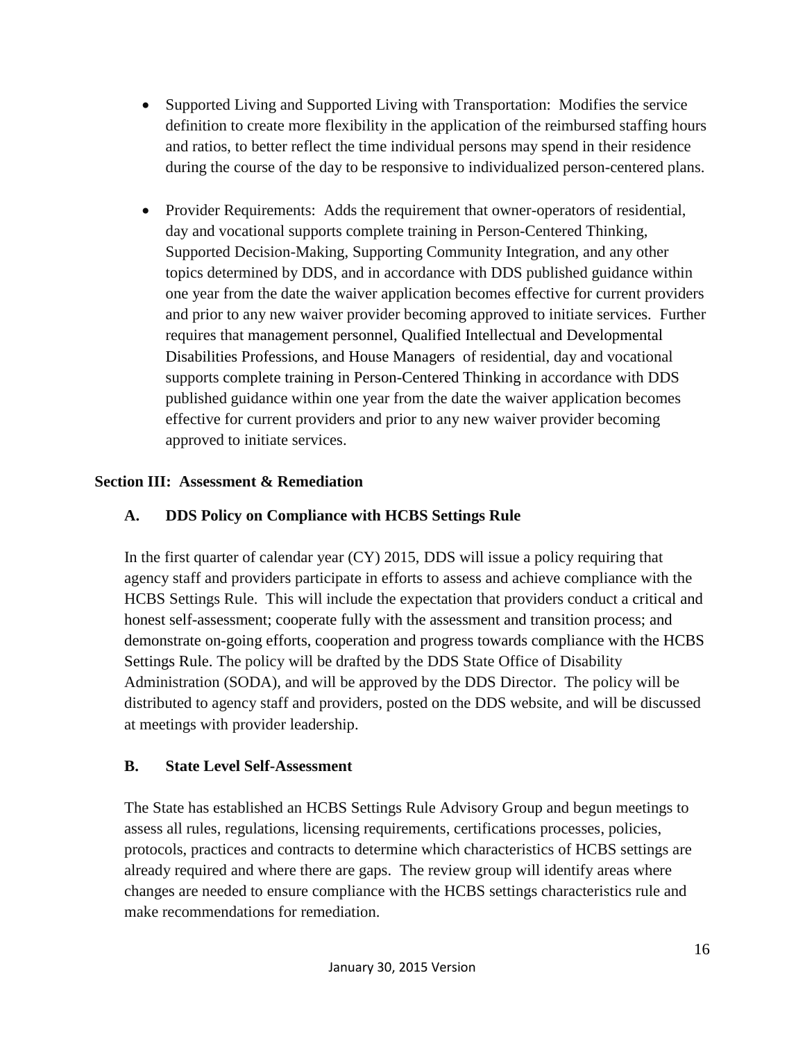- Supported Living and Supported Living with Transportation: Modifies the service definition to create more flexibility in the application of the reimbursed staffing hours and ratios, to better reflect the time individual persons may spend in their residence during the course of the day to be responsive to individualized person-centered plans.

- Provider Requirements: Adds the requirement that owner-operators of residential, day and vocational supports complete training in Person-Centered Thinking, Supported Decision-Making, Supporting Community Integration, and any other topics determined by DDS, and in accordance with DDS published guidance within one year from the date the waiver application becomes effective for current providers and prior to any new waiver provider becoming approved to initiate services. Further requires that management personnel, Qualified Intellectual and Developmental Disabilities Professions, and House Managers of residential, day and vocational supports complete training in Person-Centered Thinking in accordance with DDS published guidance within one year from the date the waiver application becomes effective for current providers and prior to any new waiver provider becoming approved to initiate services.

## Section III: Assessment & Remediation

### A. DDS Policy on Compliance with HCBS Settings Rule

In the first quarter of calendar year (CY) 2015, DDS will issue a policy requiring that agency staff and providers participate in efforts to assess and achieve compliance with the HCBS Settings Rule. This will include the expectation that providers conduct a critical and honest self-assessment; cooperate fully with the assessment and transition process; and demonstrate on-going efforts, cooperation and progress towards compliance with the HCBS Settings Rule. The policy will be drafted by the DDS State Office of Disability Administration (SODA), and will be approved by the DDS Director. The policy will be distributed to agency staff and providers, posted on the DDS website, and will be discussed at meetings with provider leadership.

### B. State Level Self-Assessment

The State has established an HCBS Settings Rule Advisory Group and begun meetings to assess all rules, regulations, licensing requirements, certifications processes, policies, protocols, practices and contracts to determine which characteristics of HCBS settings are already required and where there are gaps. The review group will identify areas where changes are needed to ensure compliance with the HCBS settings characteristics rule and make recommendations for remediation.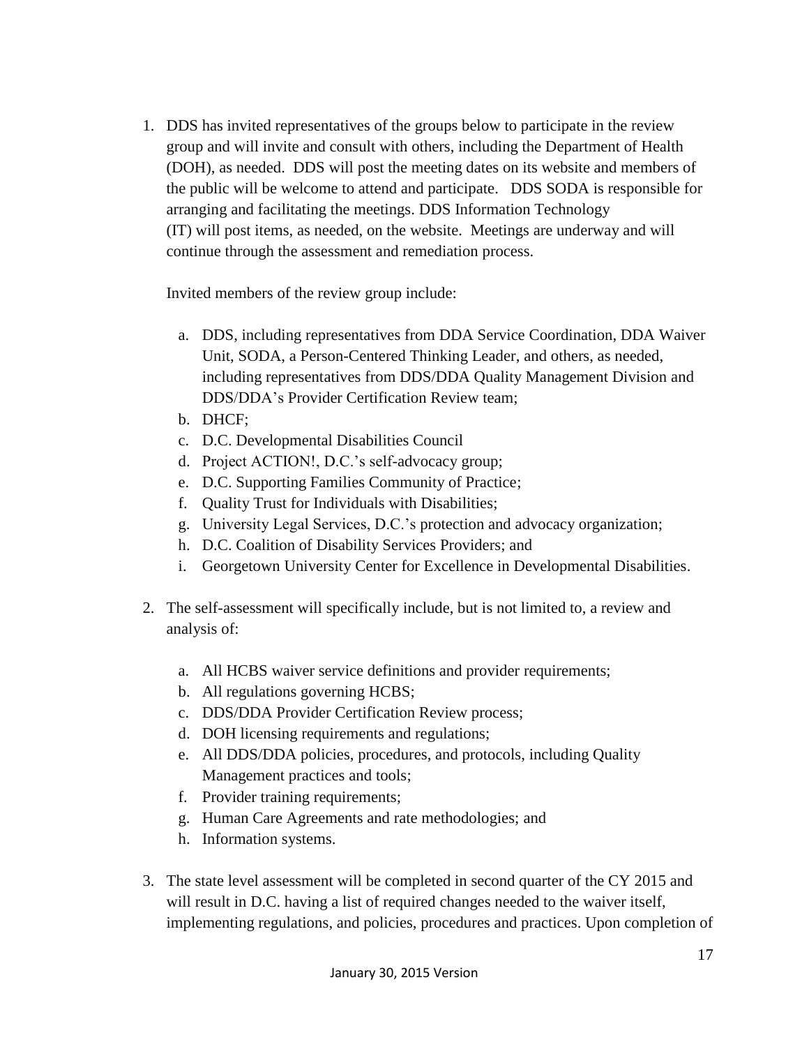1. DDS has invited representatives of the groups below to participate in the review group and will invite and consult with others, including the Department of Health (DOH), as needed. DDS will post the meeting dates on its website and members of the public will be welcome to attend and participate. DDS SODA is responsible for arranging and facilitating the meetings. DDS Information Technology (IT) will post items, as needed, on the website. Meetings are underway and will continue through the assessment and remediation process.

   Invited members of the review group include:

   a. DDS, including representatives from DDA Service Coordination, DDA Waiver Unit, SODA, a Person-Centered Thinking Leader, and others, as needed, including representatives from DDS/DDA Quality Management Division and DDS/DDA's Provider Certification Review team;
   b. DHCF;
   c. D.C. Developmental Disabilities Council
   d. Project ACTION!, D.C.'s self-advocacy group;
   e. D.C. Supporting Families Community of Practice;
   f. Quality Trust for Individuals with Disabilities;
   g. University Legal Services, D.C.'s protection and advocacy organization;
   h. D.C. Coalition of Disability Services Providers; and
   i. Georgetown University Center for Excellence in Developmental Disabilities.

2. The self-assessment will specifically include, but is not limited to, a review and analysis of:

   a. All HCBS waiver service definitions and provider requirements;
   b. All regulations governing HCBS;
   c. DDS/DDA Provider Certification Review process;
   d. DOH licensing requirements and regulations;
   e. All DDS/DDA policies, procedures, and protocols, including Quality Management practices and tools;
   f. Provider training requirements;
   g. Human Care Agreements and rate methodologies; and
   h. Information systems.

3. The state level assessment will be completed in second quarter of the CY 2015 and will result in D.C. having a list of required changes needed to the waiver itself, implementing regulations, and policies, procedures and practices. Upon completion of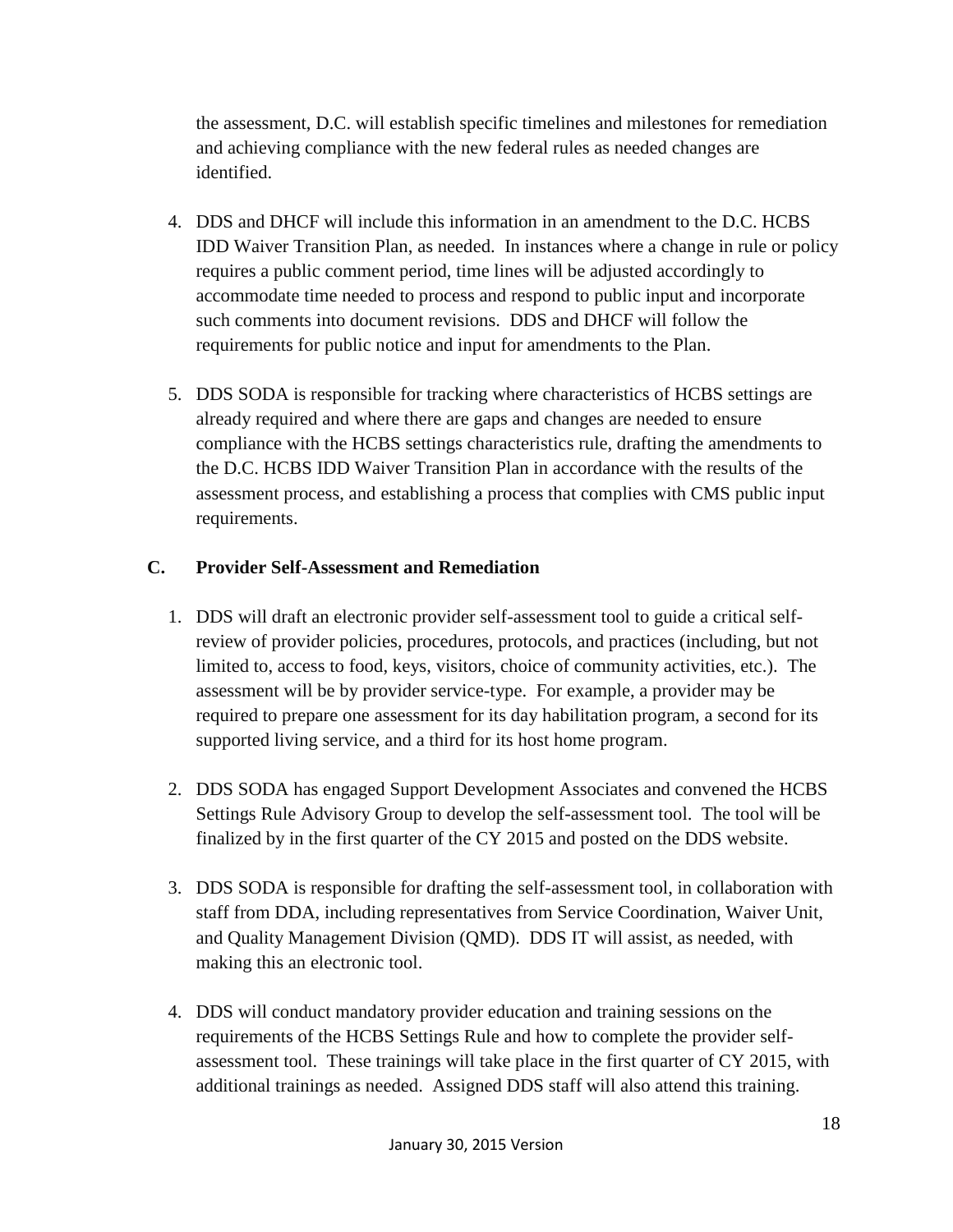the assessment, D.C. will establish specific timelines and milestones for remediation and achieving compliance with the new federal rules as needed changes are identified.

4. DDS and DHCF will include this information in an amendment to the D.C. HCBS IDD Waiver Transition Plan, as needed. In instances where a change in rule or policy requires a public comment period, time lines will be adjusted accordingly to accommodate time needed to process and respond to public input and incorporate such comments into document revisions. DDS and DHCF will follow the requirements for public notice and input for amendments to the Plan.

5. DDS SODA is responsible for tracking where characteristics of HCBS settings are already required and where there are gaps and changes are needed to ensure compliance with the HCBS settings characteristics rule, drafting the amendments to the D.C. HCBS IDD Waiver Transition Plan in accordance with the results of the assessment process, and establishing a process that complies with CMS public input requirements.

### C. Provider Self-Assessment and Remediation

1. DDS will draft an electronic provider self-assessment tool to guide a critical self-review of provider policies, procedures, protocols, and practices (including, but not limited to, access to food, keys, visitors, choice of community activities, etc.). The assessment will be by provider service-type. For example, a provider may be required to prepare one assessment for its day habilitation program, a second for its supported living service, and a third for its host home program.

2. DDS SODA has engaged Support Development Associates and convened the HCBS Settings Rule Advisory Group to develop the self-assessment tool. The tool will be finalized by in the first quarter of the CY 2015 and posted on the DDS website.

3. DDS SODA is responsible for drafting the self-assessment tool, in collaboration with staff from DDA, including representatives from Service Coordination, Waiver Unit, and Quality Management Division (QMD). DDS IT will assist, as needed, with making this an electronic tool.

4. DDS will conduct mandatory provider education and training sessions on the requirements of the HCBS Settings Rule and how to complete the provider self-assessment tool. These trainings will take place in the first quarter of CY 2015, with additional trainings as needed. Assigned DDS staff will also attend this training.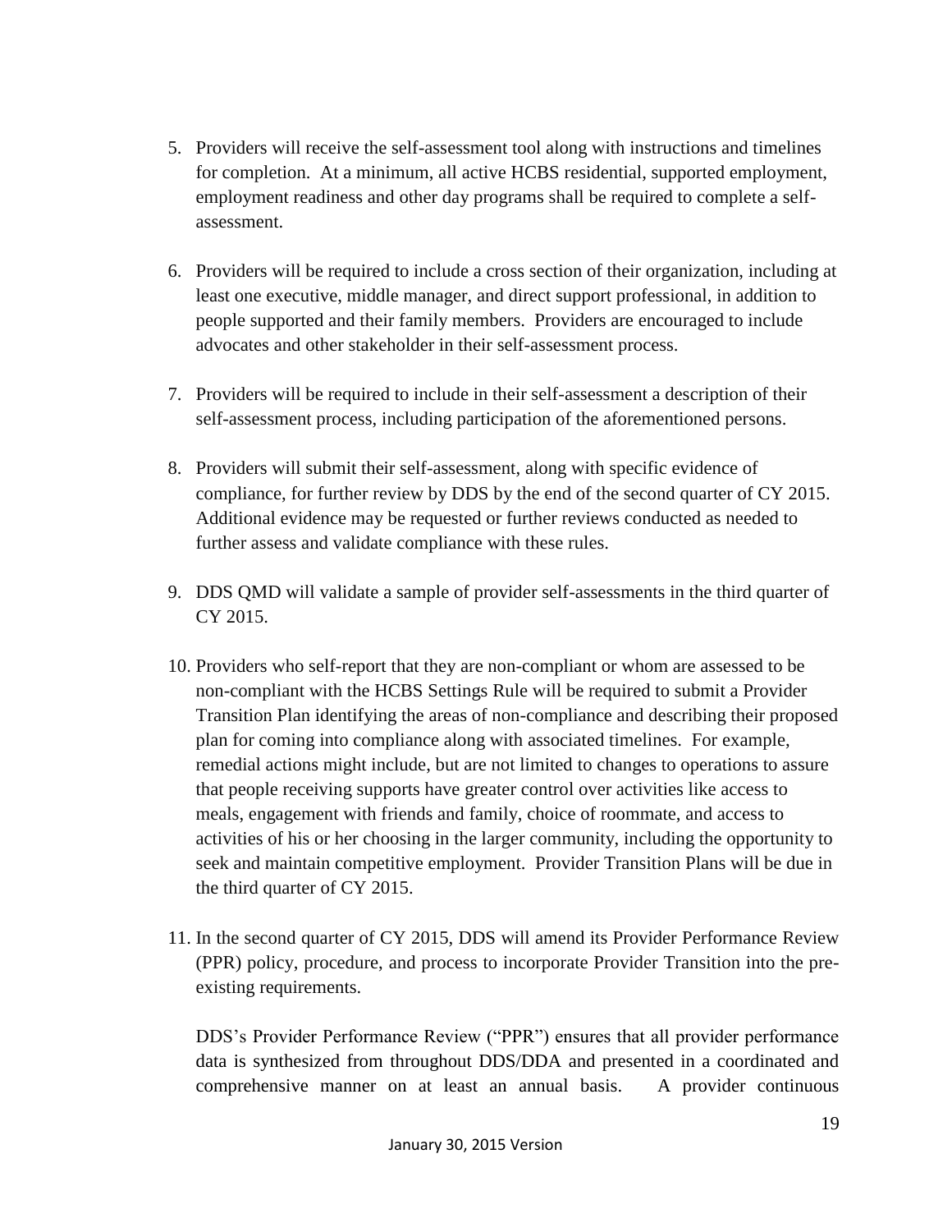5. Providers will receive the self-assessment tool along with instructions and timelines for completion. At a minimum, all active HCBS residential, supported employment, employment readiness and other day programs shall be required to complete a self-assessment.

6. Providers will be required to include a cross section of their organization, including at least one executive, middle manager, and direct support professional, in addition to people supported and their family members. Providers are encouraged to include advocates and other stakeholder in their self-assessment process.

7. Providers will be required to include in their self-assessment a description of their self-assessment process, including participation of the aforementioned persons.

8. Providers will submit their self-assessment, along with specific evidence of compliance, for further review by DDS by the end of the second quarter of CY 2015. Additional evidence may be requested or further reviews conducted as needed to further assess and validate compliance with these rules.

9. DDS QMD will validate a sample of provider self-assessments in the third quarter of CY 2015.

10. Providers who self-report that they are non-compliant or whom are assessed to be non-compliant with the HCBS Settings Rule will be required to submit a Provider Transition Plan identifying the areas of non-compliance and describing their proposed plan for coming into compliance along with associated timelines. For example, remedial actions might include, but are not limited to changes to operations to assure that people receiving supports have greater control over activities like access to meals, engagement with friends and family, choice of roommate, and access to activities of his or her choosing in the larger community, including the opportunity to seek and maintain competitive employment. Provider Transition Plans will be due in the third quarter of CY 2015.

11. In the second quarter of CY 2015, DDS will amend its Provider Performance Review (PPR) policy, procedure, and process to incorporate Provider Transition into the pre-existing requirements.

    DDS's Provider Performance Review ("PPR") ensures that all provider performance data is synthesized from throughout DDS/DDA and presented in a coordinated and comprehensive manner on at least an annual basis. A provider continuous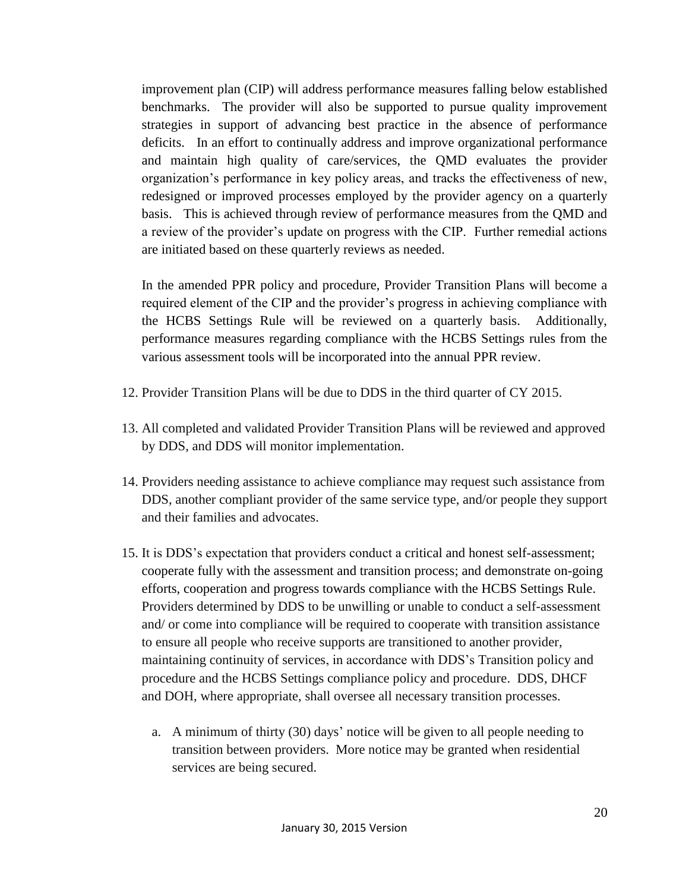improvement plan (CIP) will address performance measures falling below established benchmarks. The provider will also be supported to pursue quality improvement strategies in support of advancing best practice in the absence of performance deficits. In an effort to continually address and improve organizational performance and maintain high quality of care/services, the QMD evaluates the provider organization's performance in key policy areas, and tracks the effectiveness of new, redesigned or improved processes employed by the provider agency on a quarterly basis. This is achieved through review of performance measures from the QMD and a review of the provider's update on progress with the CIP. Further remedial actions are initiated based on these quarterly reviews as needed.

In the amended PPR policy and procedure, Provider Transition Plans will become a required element of the CIP and the provider's progress in achieving compliance with the HCBS Settings Rule will be reviewed on a quarterly basis. Additionally, performance measures regarding compliance with the HCBS Settings rules from the various assessment tools will be incorporated into the annual PPR review.

12. Provider Transition Plans will be due to DDS in the third quarter of CY 2015.

13. All completed and validated Provider Transition Plans will be reviewed and approved by DDS, and DDS will monitor implementation.

14. Providers needing assistance to achieve compliance may request such assistance from DDS, another compliant provider of the same service type, and/or people they support and their families and advocates.

15. It is DDS's expectation that providers conduct a critical and honest self-assessment; cooperate fully with the assessment and transition process; and demonstrate on-going efforts, cooperation and progress towards compliance with the HCBS Settings Rule. Providers determined by DDS to be unwilling or unable to conduct a self-assessment and/ or come into compliance will be required to cooperate with transition assistance to ensure all people who receive supports are transitioned to another provider, maintaining continuity of services, in accordance with DDS's Transition policy and procedure and the HCBS Settings compliance policy and procedure. DDS, DHCF and DOH, where appropriate, shall oversee all necessary transition processes.

    a. A minimum of thirty (30) days' notice will be given to all people needing to transition between providers. More notice may be granted when residential services are being secured.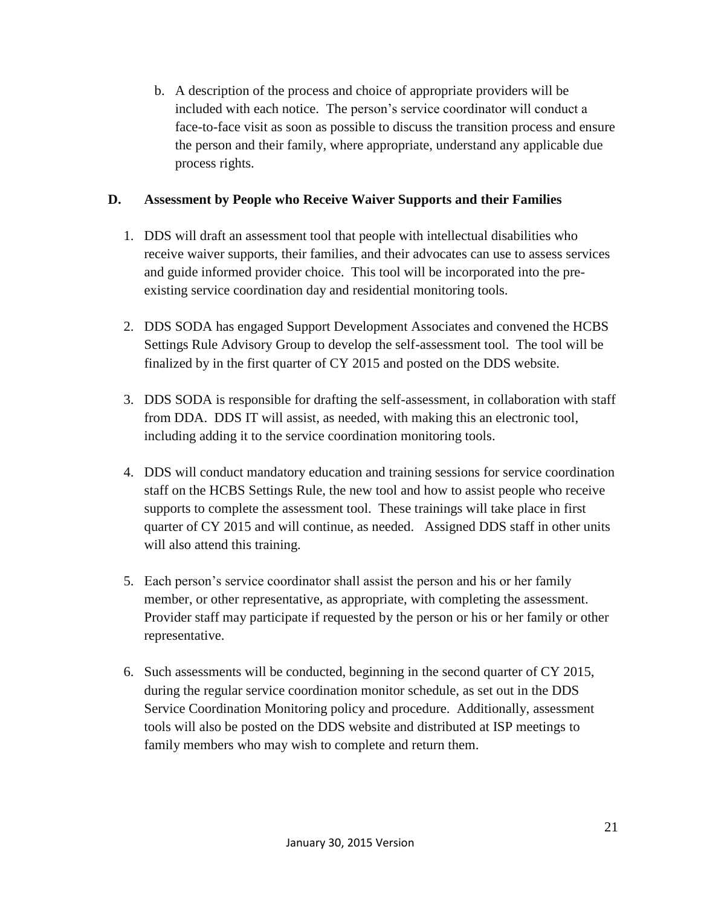b. A description of the process and choice of appropriate providers will be included with each notice. The person's service coordinator will conduct a face-to-face visit as soon as possible to discuss the transition process and ensure the person and their family, where appropriate, understand any applicable due process rights.

### D. Assessment by People who Receive Waiver Supports and their Families

1. DDS will draft an assessment tool that people with intellectual disabilities who receive waiver supports, their families, and their advocates can use to assess services and guide informed provider choice. This tool will be incorporated into the pre-existing service coordination day and residential monitoring tools.

2. DDS SODA has engaged Support Development Associates and convened the HCBS Settings Rule Advisory Group to develop the self-assessment tool. The tool will be finalized by in the first quarter of CY 2015 and posted on the DDS website.

3. DDS SODA is responsible for drafting the self-assessment, in collaboration with staff from DDA. DDS IT will assist, as needed, with making this an electronic tool, including adding it to the service coordination monitoring tools.

4. DDS will conduct mandatory education and training sessions for service coordination staff on the HCBS Settings Rule, the new tool and how to assist people who receive supports to complete the assessment tool. These trainings will take place in first quarter of CY 2015 and will continue, as needed. Assigned DDS staff in other units will also attend this training.

5. Each person's service coordinator shall assist the person and his or her family member, or other representative, as appropriate, with completing the assessment. Provider staff may participate if requested by the person or his or her family or other representative.

6. Such assessments will be conducted, beginning in the second quarter of CY 2015, during the regular service coordination monitor schedule, as set out in the DDS Service Coordination Monitoring policy and procedure. Additionally, assessment tools will also be posted on the DDS website and distributed at ISP meetings to family members who may wish to complete and return them.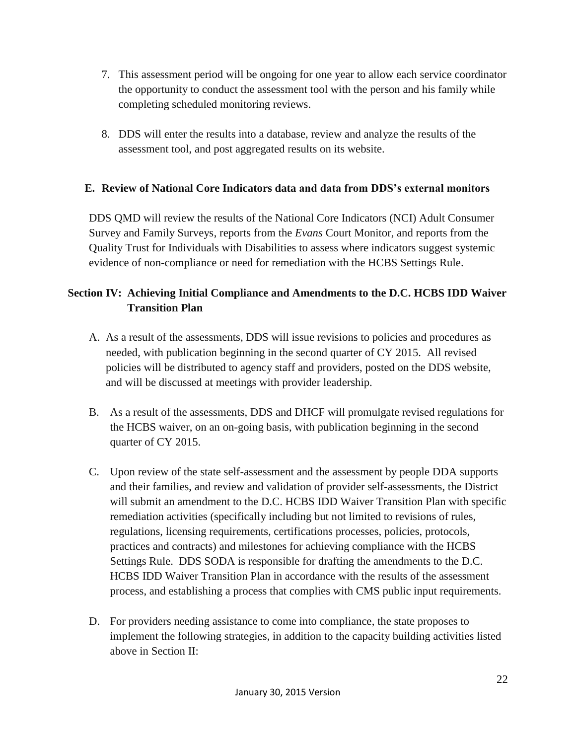7. This assessment period will be ongoing for one year to allow each service coordinator the opportunity to conduct the assessment tool with the person and his family while completing scheduled monitoring reviews.

8. DDS will enter the results into a database, review and analyze the results of the assessment tool, and post aggregated results on its website.

### E. Review of National Core Indicators data and data from DDS's external monitors

DDS QMD will review the results of the National Core Indicators (NCI) Adult Consumer Survey and Family Surveys, reports from the *Evans* Court Monitor, and reports from the Quality Trust for Individuals with Disabilities to assess where indicators suggest systemic evidence of non-compliance or need for remediation with the HCBS Settings Rule.

## Section IV: Achieving Initial Compliance and Amendments to the D.C. HCBS IDD Waiver Transition Plan

A. As a result of the assessments, DDS will issue revisions to policies and procedures as needed, with publication beginning in the second quarter of CY 2015. All revised policies will be distributed to agency staff and providers, posted on the DDS website, and will be discussed at meetings with provider leadership.

B. As a result of the assessments, DDS and DHCF will promulgate revised regulations for the HCBS waiver, on an on-going basis, with publication beginning in the second quarter of CY 2015.

C. Upon review of the state self-assessment and the assessment by people DDA supports and their families, and review and validation of provider self-assessments, the District will submit an amendment to the D.C. HCBS IDD Waiver Transition Plan with specific remediation activities (specifically including but not limited to revisions of rules, regulations, licensing requirements, certifications processes, policies, protocols, practices and contracts) and milestones for achieving compliance with the HCBS Settings Rule. DDS SODA is responsible for drafting the amendments to the D.C. HCBS IDD Waiver Transition Plan in accordance with the results of the assessment process, and establishing a process that complies with CMS public input requirements.

D. For providers needing assistance to come into compliance, the state proposes to implement the following strategies, in addition to the capacity building activities listed above in Section II: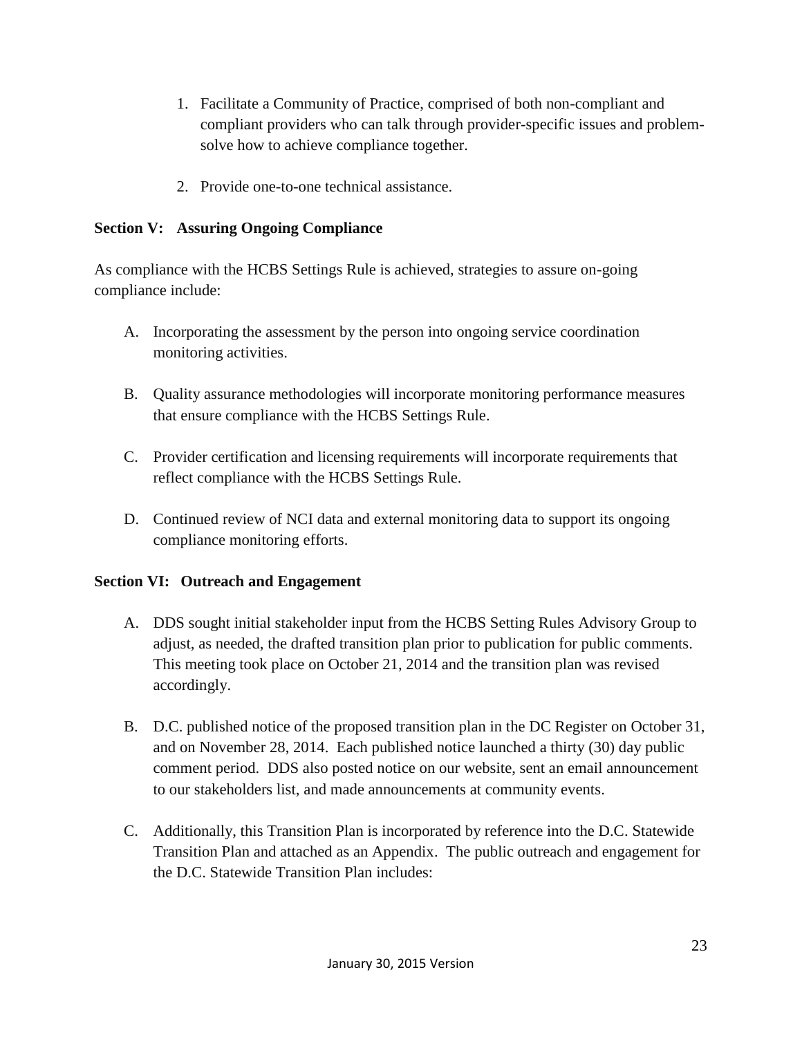1. Facilitate a Community of Practice, comprised of both non-compliant and compliant providers who can talk through provider-specific issues and problem-solve how to achieve compliance together.

2. Provide one-to-one technical assistance.

**Section V: Assuring Ongoing Compliance**

As compliance with the HCBS Settings Rule is achieved, strategies to assure on-going compliance include:

A. Incorporating the assessment by the person into ongoing service coordination monitoring activities.

B. Quality assurance methodologies will incorporate monitoring performance measures that ensure compliance with the HCBS Settings Rule.

C. Provider certification and licensing requirements will incorporate requirements that reflect compliance with the HCBS Settings Rule.

D. Continued review of NCI data and external monitoring data to support its ongoing compliance monitoring efforts.

**Section VI: Outreach and Engagement**

A. DDS sought initial stakeholder input from the HCBS Setting Rules Advisory Group to adjust, as needed, the drafted transition plan prior to publication for public comments. This meeting took place on October 21, 2014 and the transition plan was revised accordingly.

B. D.C. published notice of the proposed transition plan in the DC Register on October 31, and on November 28, 2014. Each published notice launched a thirty (30) day public comment period. DDS also posted notice on our website, sent an email announcement to our stakeholders list, and made announcements at community events.

C. Additionally, this Transition Plan is incorporated by reference into the D.C. Statewide Transition Plan and attached as an Appendix. The public outreach and engagement for the D.C. Statewide Transition Plan includes: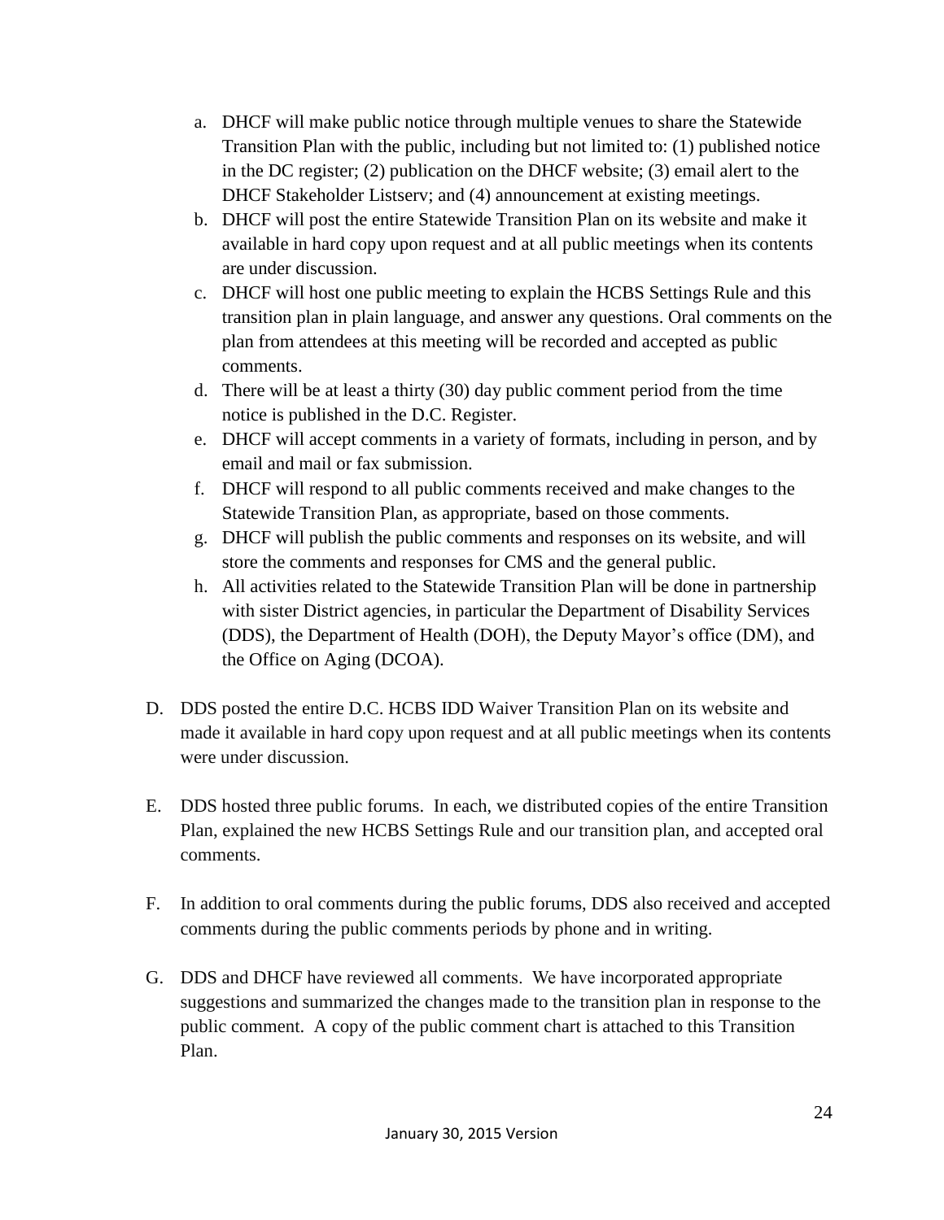a. DHCF will make public notice through multiple venues to share the Statewide Transition Plan with the public, including but not limited to: (1) published notice in the DC register; (2) publication on the DHCF website; (3) email alert to the DHCF Stakeholder Listserv; and (4) announcement at existing meetings.
b. DHCF will post the entire Statewide Transition Plan on its website and make it available in hard copy upon request and at all public meetings when its contents are under discussion.
c. DHCF will host one public meeting to explain the HCBS Settings Rule and this transition plan in plain language, and answer any questions. Oral comments on the plan from attendees at this meeting will be recorded and accepted as public comments.
d. There will be at least a thirty (30) day public comment period from the time notice is published in the D.C. Register.
e. DHCF will accept comments in a variety of formats, including in person, and by email and mail or fax submission.
f. DHCF will respond to all public comments received and make changes to the Statewide Transition Plan, as appropriate, based on those comments.
g. DHCF will publish the public comments and responses on its website, and will store the comments and responses for CMS and the general public.
h. All activities related to the Statewide Transition Plan will be done in partnership with sister District agencies, in particular the Department of Disability Services (DDS), the Department of Health (DOH), the Deputy Mayor's office (DM), and the Office on Aging (DCOA).

D. DDS posted the entire D.C. HCBS IDD Waiver Transition Plan on its website and made it available in hard copy upon request and at all public meetings when its contents were under discussion.

E. DDS hosted three public forums. In each, we distributed copies of the entire Transition Plan, explained the new HCBS Settings Rule and our transition plan, and accepted oral comments.

F. In addition to oral comments during the public forums, DDS also received and accepted comments during the public comments periods by phone and in writing.

G. DDS and DHCF have reviewed all comments. We have incorporated appropriate suggestions and summarized the changes made to the transition plan in response to the public comment. A copy of the public comment chart is attached to this Transition Plan.

January 30, 2015 Version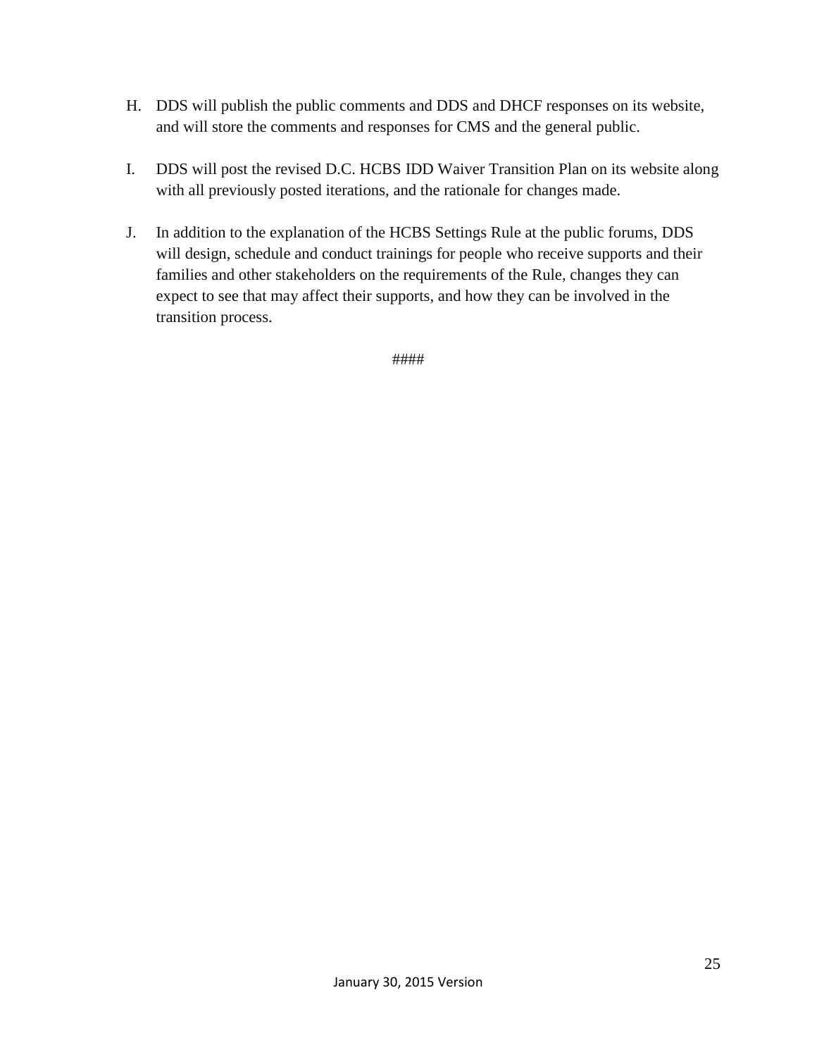H. DDS will publish the public comments and DDS and DHCF responses on its website, and will store the comments and responses for CMS and the general public.

I. DDS will post the revised D.C. HCBS IDD Waiver Transition Plan on its website along with all previously posted iterations, and the rationale for changes made.

J. In addition to the explanation of the HCBS Settings Rule at the public forums, DDS will design, schedule and conduct trainings for people who receive supports and their families and other stakeholders on the requirements of the Rule, changes they can expect to see that may affect their supports, and how they can be involved in the transition process.

####